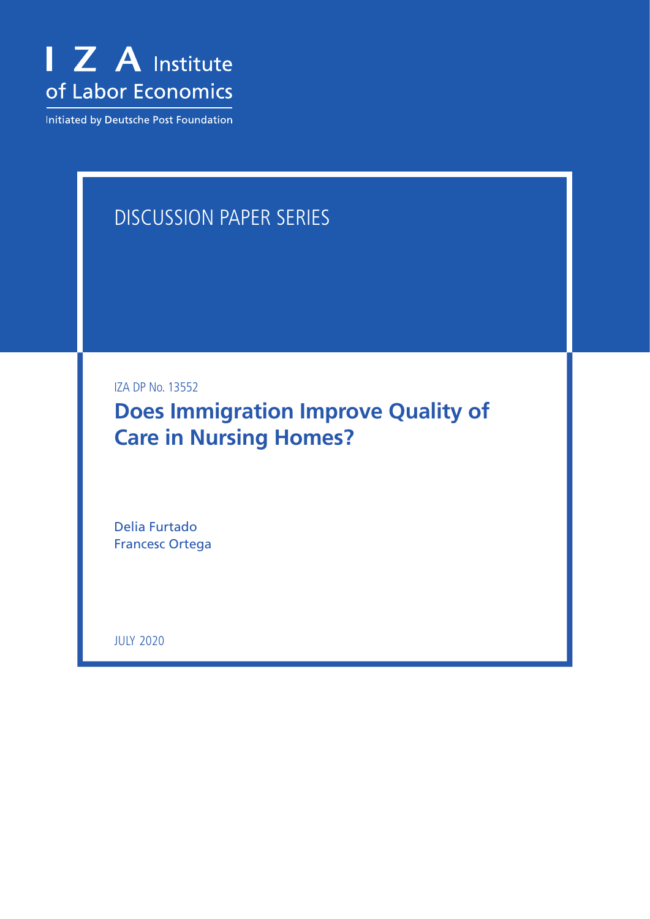I Z A Institute of Labor Economics

Initiated by Deutsche Post Foundation

DISCUSSION PAPER SERIES

IZA DP No. 13552

# Does Immigration Improve Quality of Care in Nursing Homes?

Delia Furtado
Francesc Ortega

JULY 2020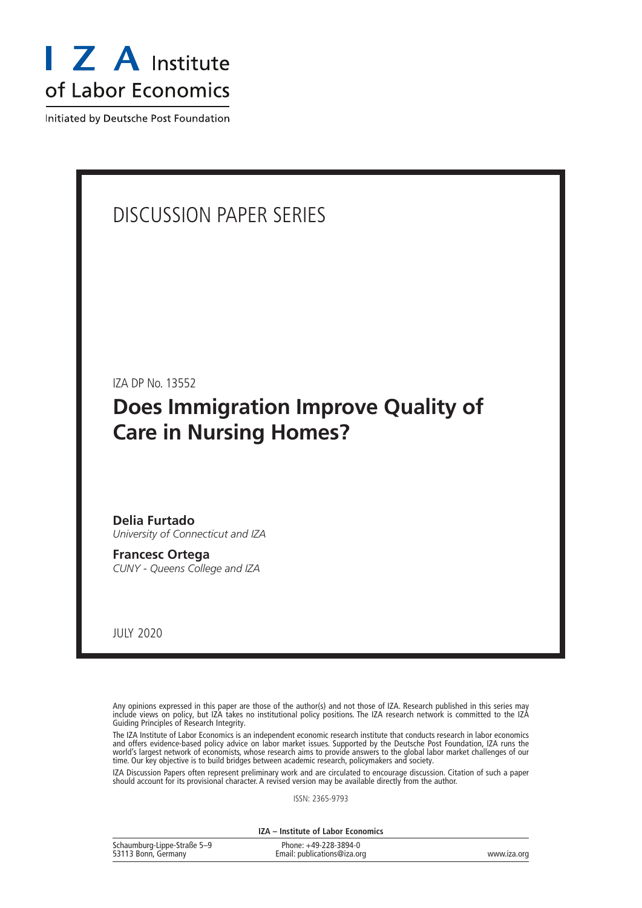# I Z A Institute of Labor Economics

Initiated by Deutsche Post Foundation

DISCUSSION PAPER SERIES

IZA DP No. 13552

## Does Immigration Improve Quality of Care in Nursing Homes?

**Delia Furtado**
*University of Connecticut and IZA*

**Francesc Ortega**
*CUNY - Queens College and IZA*

JULY 2020

Any opinions expressed in this paper are those of the author(s) and not those of IZA. Research published in this series may include views on policy, but IZA takes no institutional policy positions. The IZA research network is committed to the IZA Guiding Principles of Research Integrity.

The IZA Institute of Labor Economics is an independent economic research institute that conducts research in labor economics and offers evidence-based policy advice on labor market issues. Supported by the Deutsche Post Foundation, IZA runs the world's largest network of economists, whose research aims to provide answers to the global labor market challenges of our time. Our key objective is to build bridges between academic research, policymakers and society.

IZA Discussion Papers often represent preliminary work and are circulated to encourage discussion. Citation of such a paper should account for its provisional character. A revised version may be available directly from the author.

ISSN: 2365-9793

**IZA – Institute of Labor Economics**

| | | |
|---|---|---|
| Schaumburg-Lippe-Straße 5–9<br>53113 Bonn, Germany | Phone: +49-228-3894-0<br>Email: publications@iza.org | www.iza.org |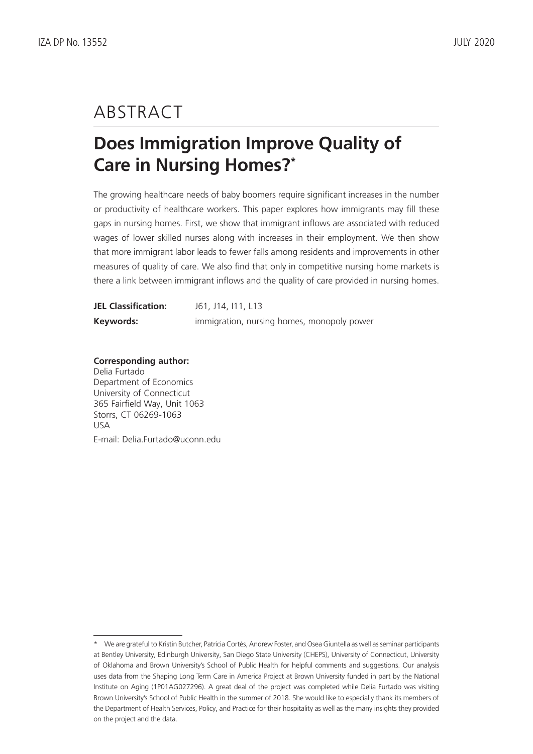# ABSTRACT

## Does Immigration Improve Quality of Care in Nursing Homes?*

The growing healthcare needs of baby boomers require significant increases in the number or productivity of healthcare workers. This paper explores how immigrants may fill these gaps in nursing homes. First, we show that immigrant inflows are associated with reduced wages of lower skilled nurses along with increases in their employment. We then show that more immigrant labor leads to fewer falls among residents and improvements in other measures of quality of care. We also find that only in competitive nursing home markets is there a link between immigrant inflows and the quality of care provided in nursing homes.

**JEL Classification:** J61, J14, I11, L13

**Keywords:** immigration, nursing homes, monopoly power

**Corresponding author:**
Delia Furtado
Department of Economics
University of Connecticut
365 Fairfield Way, Unit 1063
Storrs, CT 06269-1063
USA
E-mail: Delia.Furtado@uconn.edu

---

* We are grateful to Kristin Butcher, Patricia Cortés, Andrew Foster, and Osea Giuntella as well as seminar participants at Bentley University, Edinburgh University, San Diego State University (CHEPS), University of Connecticut, University of Oklahoma and Brown University's School of Public Health for helpful comments and suggestions. Our analysis uses data from the Shaping Long Term Care in America Project at Brown University funded in part by the National Institute on Aging (1P01AG027296). A great deal of the project was completed while Delia Furtado was visiting Brown University's School of Public Health in the summer of 2018. She would like to especially thank its members of the Department of Health Services, Policy, and Practice for their hospitality as well as the many insights they provided on the project and the data.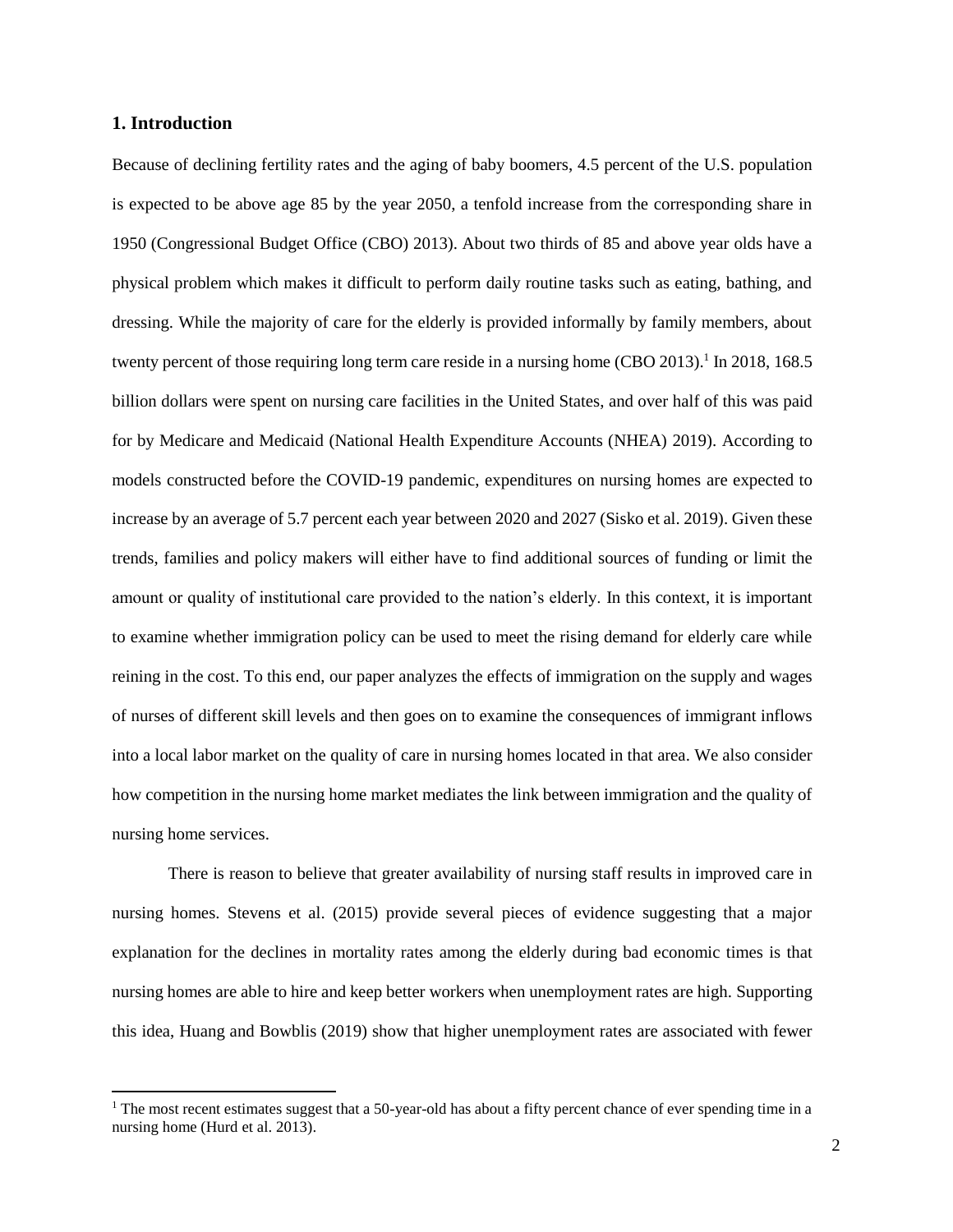## 1. Introduction

Because of declining fertility rates and the aging of baby boomers, 4.5 percent of the U.S. population is expected to be above age 85 by the year 2050, a tenfold increase from the corresponding share in 1950 (Congressional Budget Office (CBO) 2013). About two thirds of 85 and above year olds have a physical problem which makes it difficult to perform daily routine tasks such as eating, bathing, and dressing. While the majority of care for the elderly is provided informally by family members, about twenty percent of those requiring long term care reside in a nursing home (CBO 2013).[1] In 2018, 168.5 billion dollars were spent on nursing care facilities in the United States, and over half of this was paid for by Medicare and Medicaid (National Health Expenditure Accounts (NHEA) 2019). According to models constructed before the COVID-19 pandemic, expenditures on nursing homes are expected to increase by an average of 5.7 percent each year between 2020 and 2027 (Sisko et al. 2019). Given these trends, families and policy makers will either have to find additional sources of funding or limit the amount or quality of institutional care provided to the nation's elderly. In this context, it is important to examine whether immigration policy can be used to meet the rising demand for elderly care while reining in the cost. To this end, our paper analyzes the effects of immigration on the supply and wages of nurses of different skill levels and then goes on to examine the consequences of immigrant inflows into a local labor market on the quality of care in nursing homes located in that area. We also consider how competition in the nursing home market mediates the link between immigration and the quality of nursing home services.

There is reason to believe that greater availability of nursing staff results in improved care in nursing homes. Stevens et al. (2015) provide several pieces of evidence suggesting that a major explanation for the declines in mortality rates among the elderly during bad economic times is that nursing homes are able to hire and keep better workers when unemployment rates are high. Supporting this idea, Huang and Bowblis (2019) show that higher unemployment rates are associated with fewer

[1] The most recent estimates suggest that a 50-year-old has about a fifty percent chance of ever spending time in a nursing home (Hurd et al. 2013).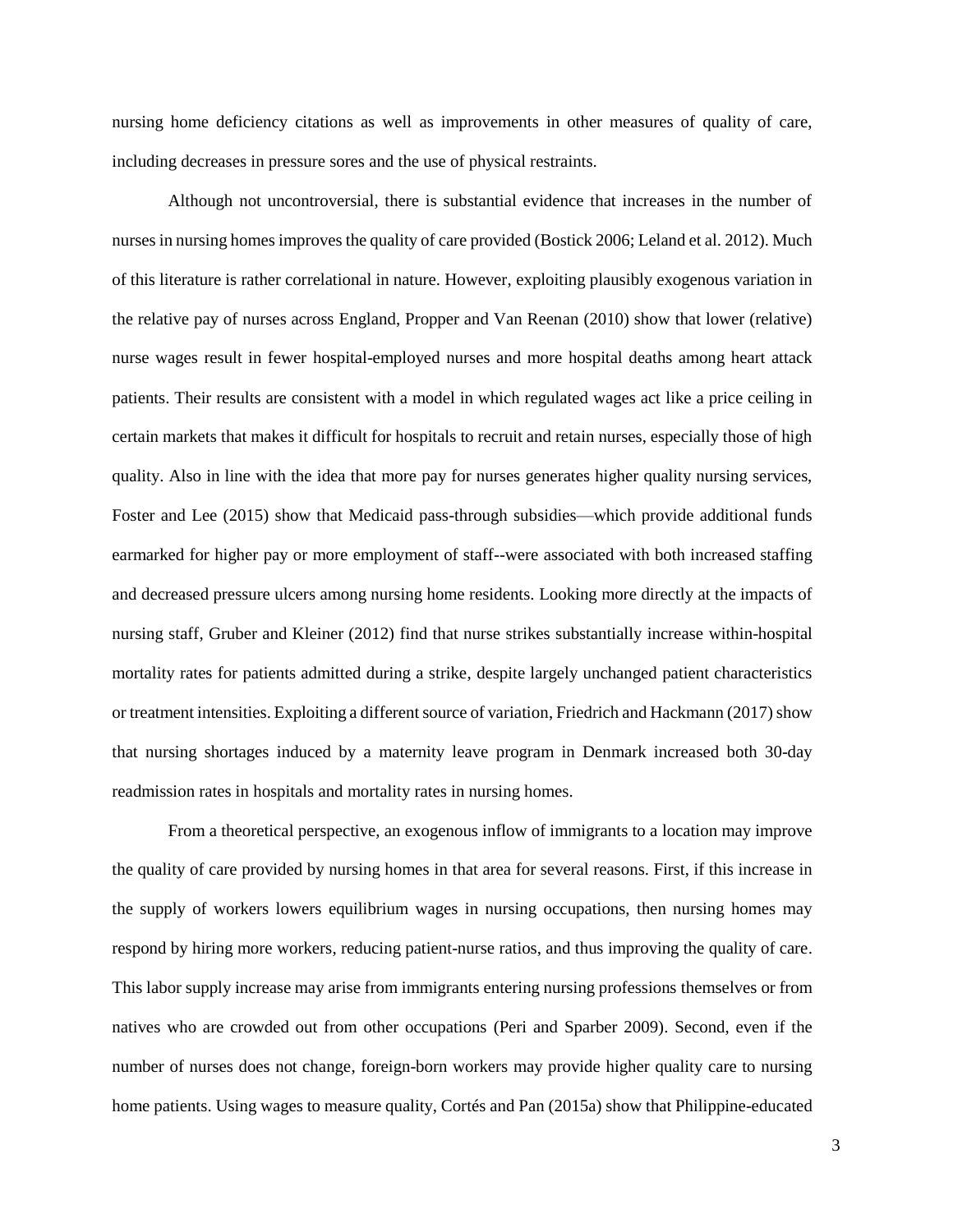nursing home deficiency citations as well as improvements in other measures of quality of care, including decreases in pressure sores and the use of physical restraints.

Although not uncontroversial, there is substantial evidence that increases in the number of nurses in nursing homes improves the quality of care provided (Bostick 2006; Leland et al. 2012). Much of this literature is rather correlational in nature. However, exploiting plausibly exogenous variation in the relative pay of nurses across England, Propper and Van Reenan (2010) show that lower (relative) nurse wages result in fewer hospital-employed nurses and more hospital deaths among heart attack patients. Their results are consistent with a model in which regulated wages act like a price ceiling in certain markets that makes it difficult for hospitals to recruit and retain nurses, especially those of high quality. Also in line with the idea that more pay for nurses generates higher quality nursing services, Foster and Lee (2015) show that Medicaid pass-through subsidies—which provide additional funds earmarked for higher pay or more employment of staff--were associated with both increased staffing and decreased pressure ulcers among nursing home residents. Looking more directly at the impacts of nursing staff, Gruber and Kleiner (2012) find that nurse strikes substantially increase within-hospital mortality rates for patients admitted during a strike, despite largely unchanged patient characteristics or treatment intensities. Exploiting a different source of variation, Friedrich and Hackmann (2017) show that nursing shortages induced by a maternity leave program in Denmark increased both 30-day readmission rates in hospitals and mortality rates in nursing homes.

From a theoretical perspective, an exogenous inflow of immigrants to a location may improve the quality of care provided by nursing homes in that area for several reasons. First, if this increase in the supply of workers lowers equilibrium wages in nursing occupations, then nursing homes may respond by hiring more workers, reducing patient-nurse ratios, and thus improving the quality of care. This labor supply increase may arise from immigrants entering nursing professions themselves or from natives who are crowded out from other occupations (Peri and Sparber 2009). Second, even if the number of nurses does not change, foreign-born workers may provide higher quality care to nursing home patients. Using wages to measure quality, Cortés and Pan (2015a) show that Philippine-educated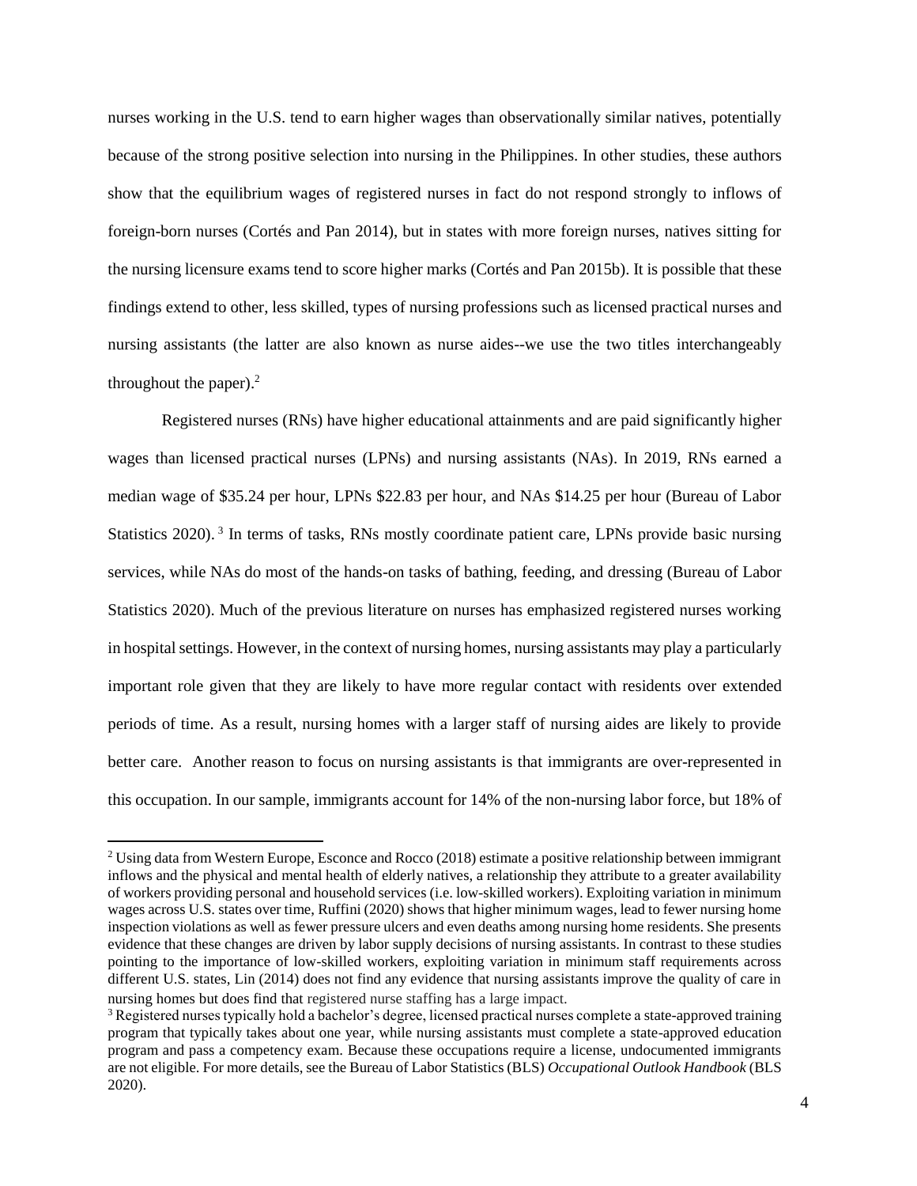nurses working in the U.S. tend to earn higher wages than observationally similar natives, potentially because of the strong positive selection into nursing in the Philippines. In other studies, these authors show that the equilibrium wages of registered nurses in fact do not respond strongly to inflows of foreign-born nurses (Cortés and Pan 2014), but in states with more foreign nurses, natives sitting for the nursing licensure exams tend to score higher marks (Cortés and Pan 2015b). It is possible that these findings extend to other, less skilled, types of nursing professions such as licensed practical nurses and nursing assistants (the latter are also known as nurse aides--we use the two titles interchangeably throughout the paper).[2]

Registered nurses (RNs) have higher educational attainments and are paid significantly higher wages than licensed practical nurses (LPNs) and nursing assistants (NAs). In 2019, RNs earned a median wage of $35.24 per hour, LPNs $22.83 per hour, and NAs $14.25 per hour (Bureau of Labor Statistics 2020).[3] In terms of tasks, RNs mostly coordinate patient care, LPNs provide basic nursing services, while NAs do most of the hands-on tasks of bathing, feeding, and dressing (Bureau of Labor Statistics 2020). Much of the previous literature on nurses has emphasized registered nurses working in hospital settings. However, in the context of nursing homes, nursing assistants may play a particularly important role given that they are likely to have more regular contact with residents over extended periods of time. As a result, nursing homes with a larger staff of nursing aides are likely to provide better care. Another reason to focus on nursing assistants is that immigrants are over-represented in this occupation. In our sample, immigrants account for 14% of the non-nursing labor force, but 18% of

---

[2] Using data from Western Europe, Esconce and Rocco (2018) estimate a positive relationship between immigrant inflows and the physical and mental health of elderly natives, a relationship they attribute to a greater availability of workers providing personal and household services (i.e. low-skilled workers). Exploiting variation in minimum wages across U.S. states over time, Ruffini (2020) shows that higher minimum wages, lead to fewer nursing home inspection violations as well as fewer pressure ulcers and even deaths among nursing home residents. She presents evidence that these changes are driven by labor supply decisions of nursing assistants. In contrast to these studies pointing to the importance of low-skilled workers, exploiting variation in minimum staff requirements across different U.S. states, Lin (2014) does not find any evidence that nursing assistants improve the quality of care in nursing homes but does find that registered nurse staffing has a large impact.

[3] Registered nurses typically hold a bachelor's degree, licensed practical nurses complete a state-approved training program that typically takes about one year, while nursing assistants must complete a state-approved education program and pass a competency exam. Because these occupations require a license, undocumented immigrants are not eligible. For more details, see the Bureau of Labor Statistics (BLS) *Occupational Outlook Handbook* (BLS 2020).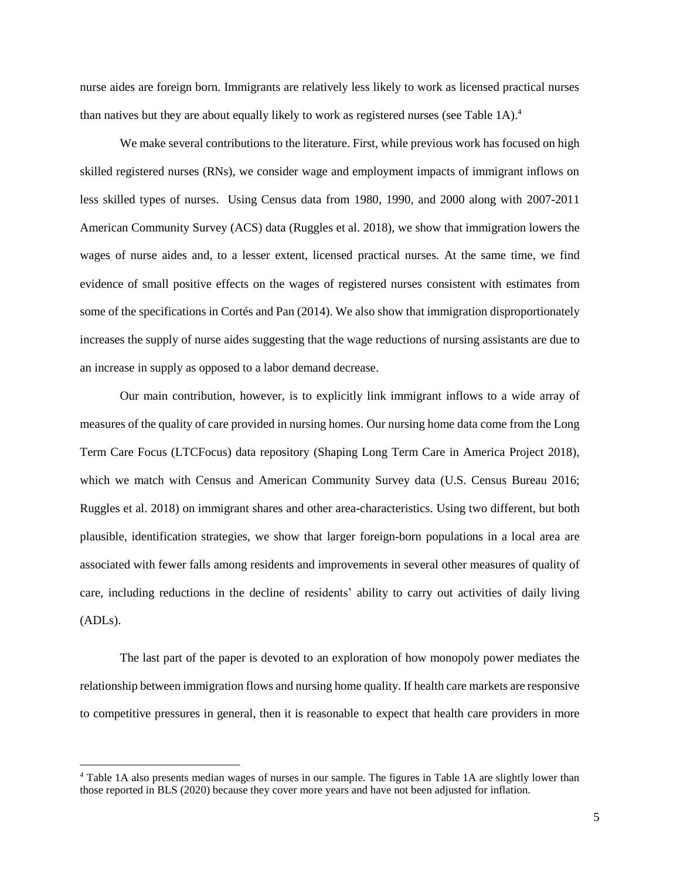nurse aides are foreign born. Immigrants are relatively less likely to work as licensed practical nurses than natives but they are about equally likely to work as registered nurses (see Table 1A).[4]

We make several contributions to the literature. First, while previous work has focused on high skilled registered nurses (RNs), we consider wage and employment impacts of immigrant inflows on less skilled types of nurses. Using Census data from 1980, 1990, and 2000 along with 2007-2011 American Community Survey (ACS) data (Ruggles et al. 2018), we show that immigration lowers the wages of nurse aides and, to a lesser extent, licensed practical nurses. At the same time, we find evidence of small positive effects on the wages of registered nurses consistent with estimates from some of the specifications in Cortés and Pan (2014). We also show that immigration disproportionately increases the supply of nurse aides suggesting that the wage reductions of nursing assistants are due to an increase in supply as opposed to a labor demand decrease.

Our main contribution, however, is to explicitly link immigrant inflows to a wide array of measures of the quality of care provided in nursing homes. Our nursing home data come from the Long Term Care Focus (LTCFocus) data repository (Shaping Long Term Care in America Project 2018), which we match with Census and American Community Survey data (U.S. Census Bureau 2016; Ruggles et al. 2018) on immigrant shares and other area-characteristics. Using two different, but both plausible, identification strategies, we show that larger foreign-born populations in a local area are associated with fewer falls among residents and improvements in several other measures of quality of care, including reductions in the decline of residents' ability to carry out activities of daily living (ADLs).

The last part of the paper is devoted to an exploration of how monopoly power mediates the relationship between immigration flows and nursing home quality. If health care markets are responsive to competitive pressures in general, then it is reasonable to expect that health care providers in more

[4] Table 1A also presents median wages of nurses in our sample. The figures in Table 1A are slightly lower than those reported in BLS (2020) because they cover more years and have not been adjusted for inflation.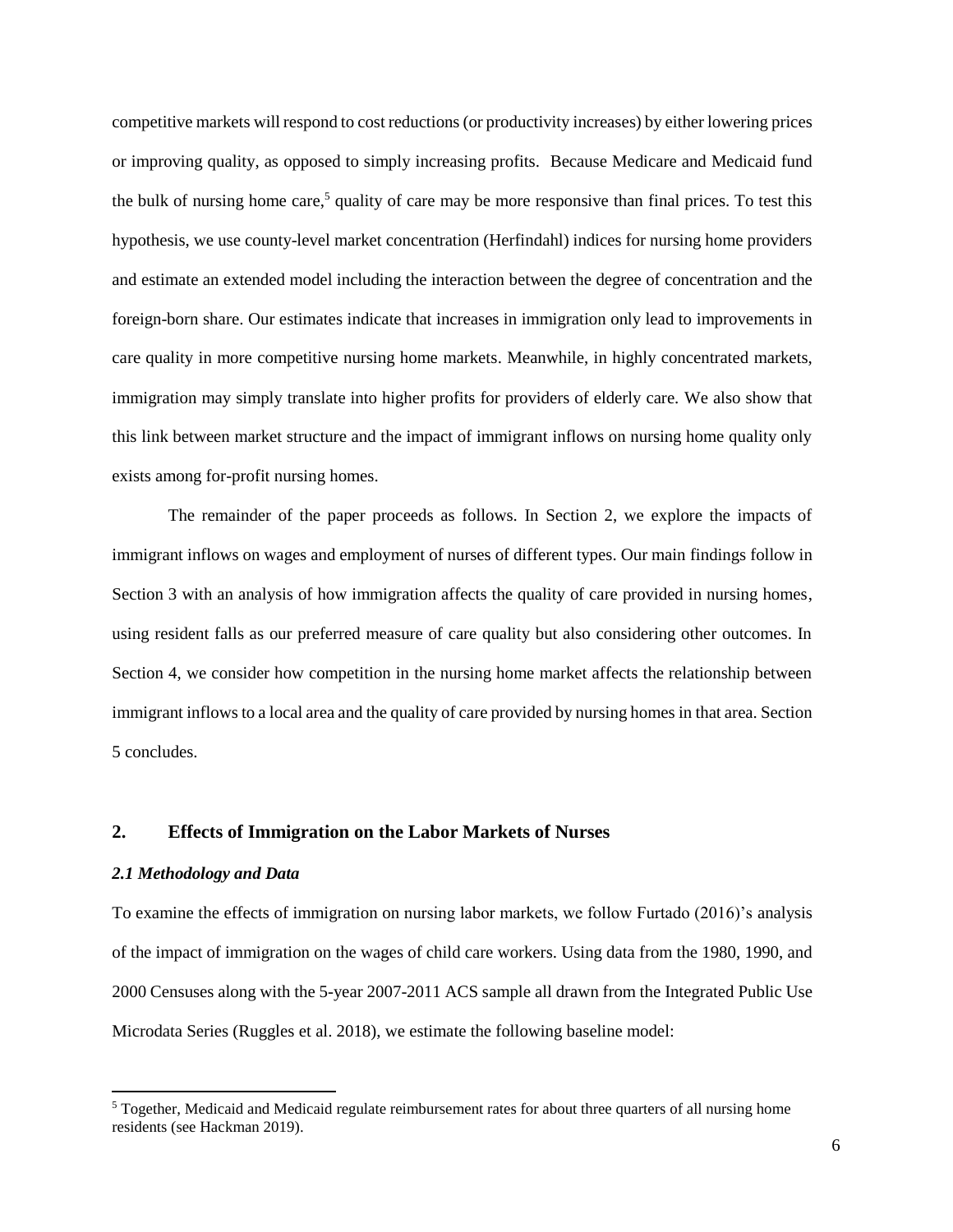competitive markets will respond to cost reductions (or productivity increases) by either lowering prices or improving quality, as opposed to simply increasing profits. Because Medicare and Medicaid fund the bulk of nursing home care,[5] quality of care may be more responsive than final prices. To test this hypothesis, we use county-level market concentration (Herfindahl) indices for nursing home providers and estimate an extended model including the interaction between the degree of concentration and the foreign-born share. Our estimates indicate that increases in immigration only lead to improvements in care quality in more competitive nursing home markets. Meanwhile, in highly concentrated markets, immigration may simply translate into higher profits for providers of elderly care. We also show that this link between market structure and the impact of immigrant inflows on nursing home quality only exists among for-profit nursing homes.

The remainder of the paper proceeds as follows. In Section 2, we explore the impacts of immigrant inflows on wages and employment of nurses of different types. Our main findings follow in Section 3 with an analysis of how immigration affects the quality of care provided in nursing homes, using resident falls as our preferred measure of care quality but also considering other outcomes. In Section 4, we consider how competition in the nursing home market affects the relationship between immigrant inflows to a local area and the quality of care provided by nursing homes in that area. Section 5 concludes.

## 2. Effects of Immigration on the Labor Markets of Nurses

### *2.1 Methodology and Data*

To examine the effects of immigration on nursing labor markets, we follow Furtado (2016)'s analysis of the impact of immigration on the wages of child care workers. Using data from the 1980, 1990, and 2000 Censuses along with the 5-year 2007-2011 ACS sample all drawn from the Integrated Public Use Microdata Series (Ruggles et al. 2018), we estimate the following baseline model:

[5] Together, Medicaid and Medicaid regulate reimbursement rates for about three quarters of all nursing home residents (see Hackman 2019).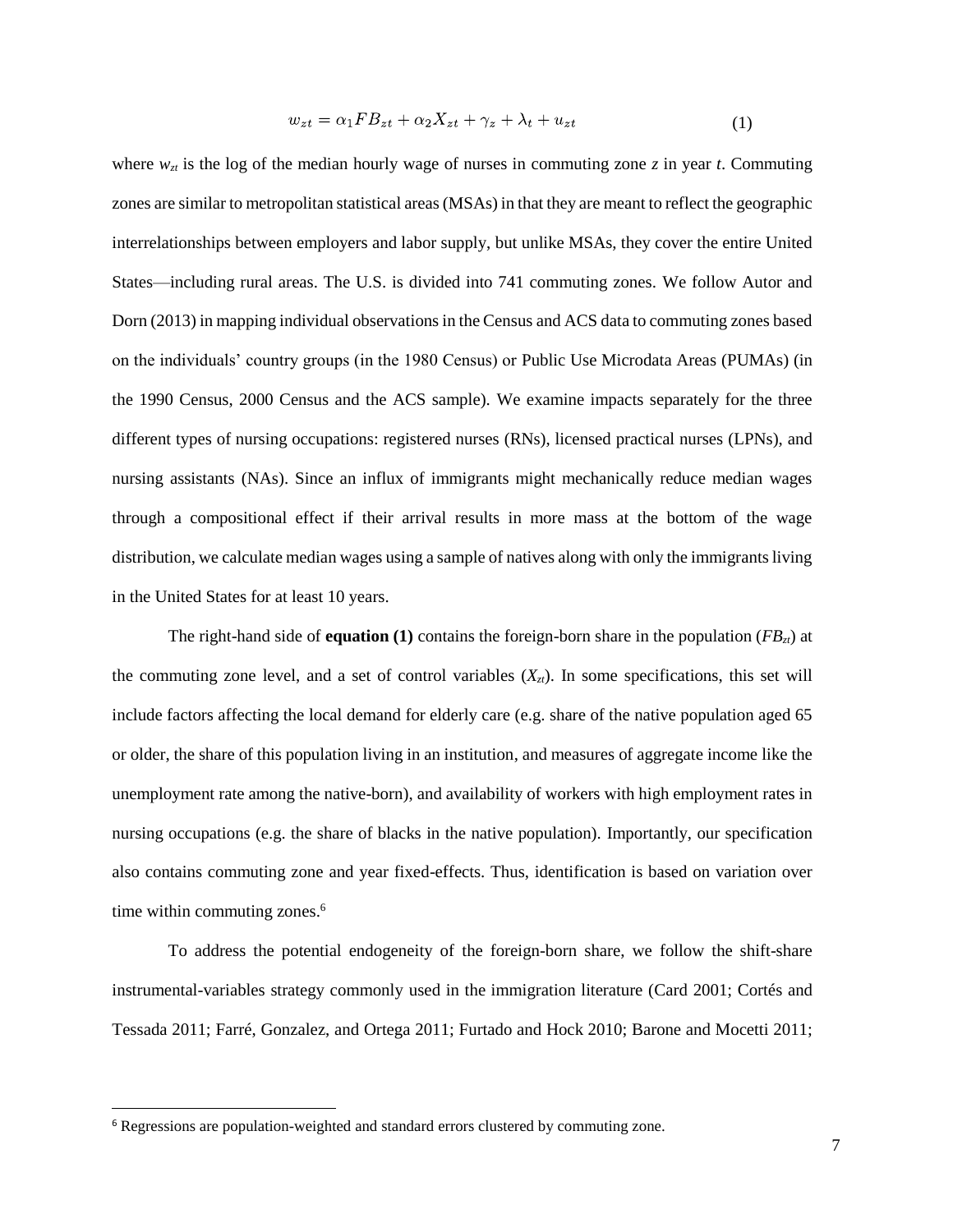$$w_{zt} = \alpha_1 FB_{zt} + \alpha_2 X_{zt} + \gamma_z + \lambda_t + u_{zt} \tag{1}$$

where $w_{zt}$ is the log of the median hourly wage of nurses in commuting zone *z* in year *t*. Commuting zones are similar to metropolitan statistical areas (MSAs) in that they are meant to reflect the geographic interrelationships between employers and labor supply, but unlike MSAs, they cover the entire United States—including rural areas. The U.S. is divided into 741 commuting zones. We follow Autor and Dorn (2013) in mapping individual observations in the Census and ACS data to commuting zones based on the individuals' country groups (in the 1980 Census) or Public Use Microdata Areas (PUMAs) (in the 1990 Census, 2000 Census and the ACS sample). We examine impacts separately for the three different types of nursing occupations: registered nurses (RNs), licensed practical nurses (LPNs), and nursing assistants (NAs). Since an influx of immigrants might mechanically reduce median wages through a compositional effect if their arrival results in more mass at the bottom of the wage distribution, we calculate median wages using a sample of natives along with only the immigrants living in the United States for at least 10 years.

The right-hand side of **equation (1)** contains the foreign-born share in the population ($FB_{zt}$) at the commuting zone level, and a set of control variables ($X_{zt}$). In some specifications, this set will include factors affecting the local demand for elderly care (e.g. share of the native population aged 65 or older, the share of this population living in an institution, and measures of aggregate income like the unemployment rate among the native-born), and availability of workers with high employment rates in nursing occupations (e.g. the share of blacks in the native population). Importantly, our specification also contains commuting zone and year fixed-effects. Thus, identification is based on variation over time within commuting zones.[6]

To address the potential endogeneity of the foreign-born share, we follow the shift-share instrumental-variables strategy commonly used in the immigration literature (Card 2001; Cortés and Tessada 2011; Farré, Gonzalez, and Ortega 2011; Furtado and Hock 2010; Barone and Mocetti 2011;

[6] Regressions are population-weighted and standard errors clustered by commuting zone.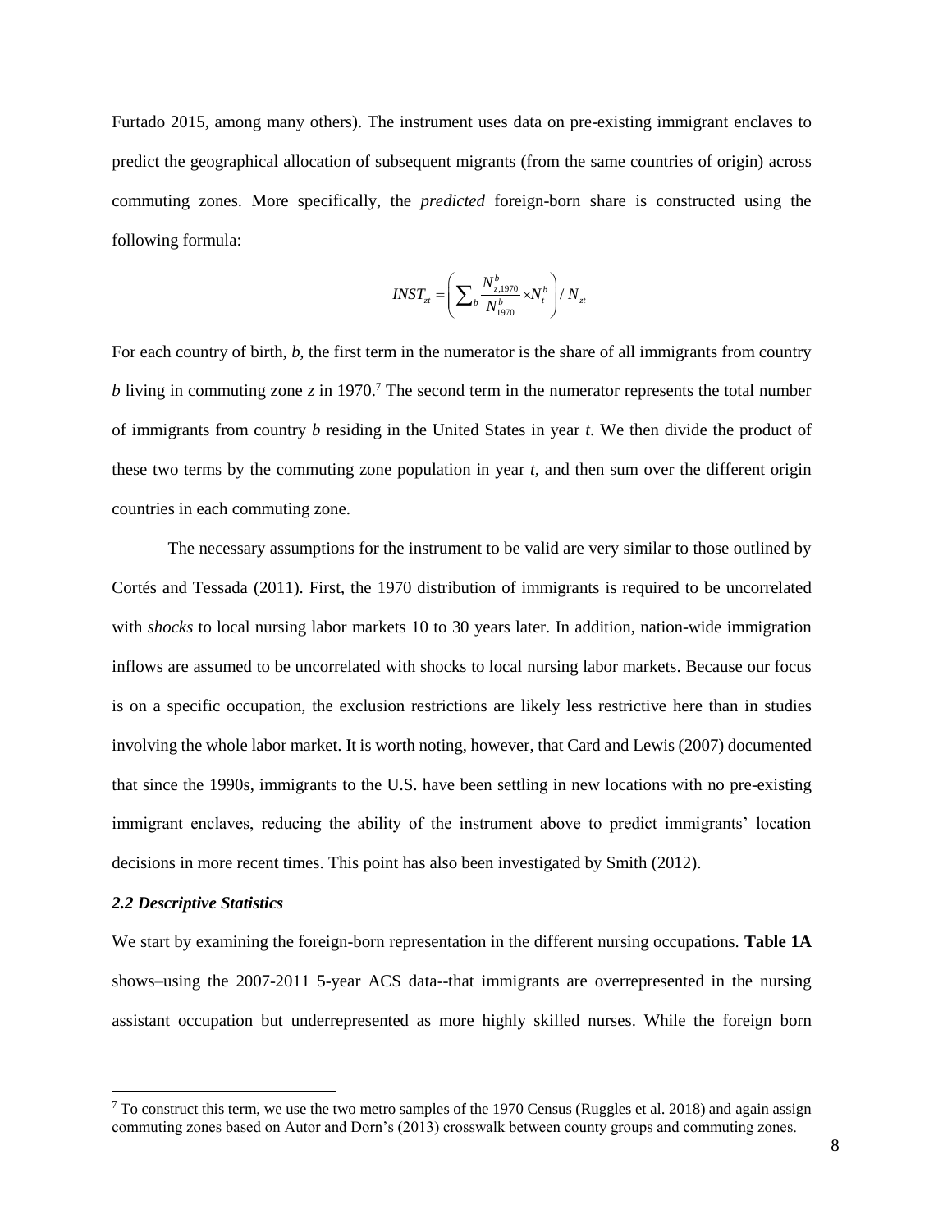Furtado 2015, among many others). The instrument uses data on pre-existing immigrant enclaves to predict the geographical allocation of subsequent migrants (from the same countries of origin) across commuting zones. More specifically, the *predicted* foreign-born share is constructed using the following formula:

$$INST_{zt} = \left( \sum_{b} \frac{N^{b}_{z,1970}}{N^{b}_{1970}} \times N^{b}_{t} \right) / N_{zt}$$

For each country of birth, *b*, the first term in the numerator is the share of all immigrants from country *b* living in commuting zone *z* in 1970.[7] The second term in the numerator represents the total number of immigrants from country *b* residing in the United States in year *t*. We then divide the product of these two terms by the commuting zone population in year *t*, and then sum over the different origin countries in each commuting zone.

The necessary assumptions for the instrument to be valid are very similar to those outlined by Cortés and Tessada (2011). First, the 1970 distribution of immigrants is required to be uncorrelated with *shocks* to local nursing labor markets 10 to 30 years later. In addition, nation-wide immigration inflows are assumed to be uncorrelated with shocks to local nursing labor markets. Because our focus is on a specific occupation, the exclusion restrictions are likely less restrictive here than in studies involving the whole labor market. It is worth noting, however, that Card and Lewis (2007) documented that since the 1990s, immigrants to the U.S. have been settling in new locations with no pre-existing immigrant enclaves, reducing the ability of the instrument above to predict immigrants' location decisions in more recent times. This point has also been investigated by Smith (2012).

### *2.2 Descriptive Statistics*

We start by examining the foreign-born representation in the different nursing occupations. **Table 1A** shows–using the 2007-2011 5-year ACS data--that immigrants are overrepresented in the nursing assistant occupation but underrepresented as more highly skilled nurses. While the foreign born

[7] To construct this term, we use the two metro samples of the 1970 Census (Ruggles et al. 2018) and again assign commuting zones based on Autor and Dorn's (2013) crosswalk between county groups and commuting zones.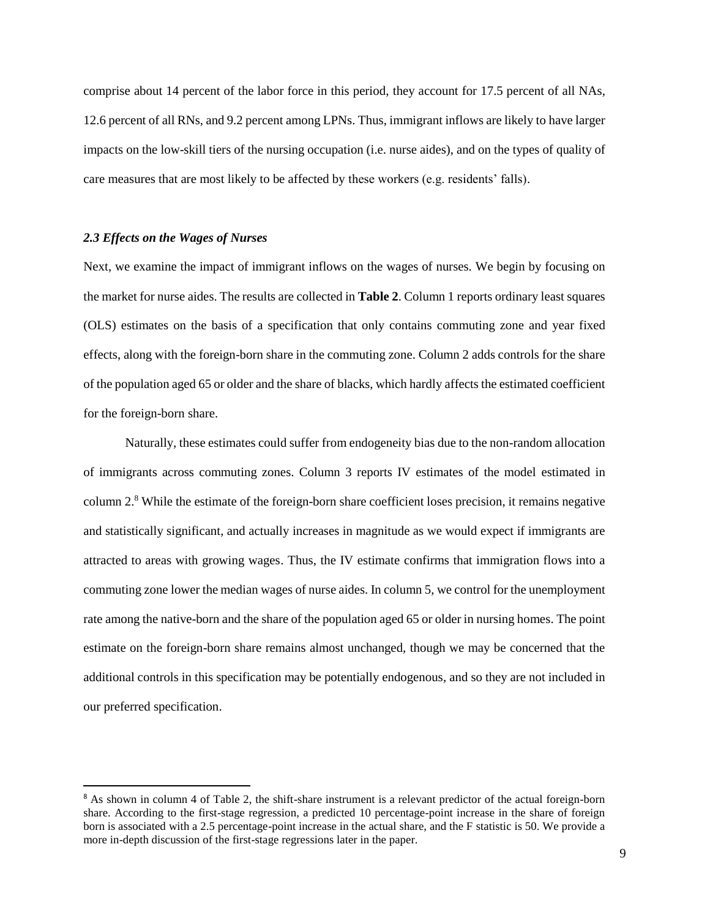comprise about 14 percent of the labor force in this period, they account for 17.5 percent of all NAs, 12.6 percent of all RNs, and 9.2 percent among LPNs. Thus, immigrant inflows are likely to have larger impacts on the low-skill tiers of the nursing occupation (i.e. nurse aides), and on the types of quality of care measures that are most likely to be affected by these workers (e.g. residents' falls).

### *2.3 Effects on the Wages of Nurses*

Next, we examine the impact of immigrant inflows on the wages of nurses. We begin by focusing on the market for nurse aides. The results are collected in **Table 2**. Column 1 reports ordinary least squares (OLS) estimates on the basis of a specification that only contains commuting zone and year fixed effects, along with the foreign-born share in the commuting zone. Column 2 adds controls for the share of the population aged 65 or older and the share of blacks, which hardly affects the estimated coefficient for the foreign-born share.

Naturally, these estimates could suffer from endogeneity bias due to the non-random allocation of immigrants across commuting zones. Column 3 reports IV estimates of the model estimated in column 2.[8] While the estimate of the foreign-born share coefficient loses precision, it remains negative and statistically significant, and actually increases in magnitude as we would expect if immigrants are attracted to areas with growing wages. Thus, the IV estimate confirms that immigration flows into a commuting zone lower the median wages of nurse aides. In column 5, we control for the unemployment rate among the native-born and the share of the population aged 65 or older in nursing homes. The point estimate on the foreign-born share remains almost unchanged, though we may be concerned that the additional controls in this specification may be potentially endogenous, and so they are not included in our preferred specification.

---

[8] As shown in column 4 of Table 2, the shift-share instrument is a relevant predictor of the actual foreign-born share. According to the first-stage regression, a predicted 10 percentage-point increase in the share of foreign born is associated with a 2.5 percentage-point increase in the actual share, and the F statistic is 50. We provide a more in-depth discussion of the first-stage regressions later in the paper.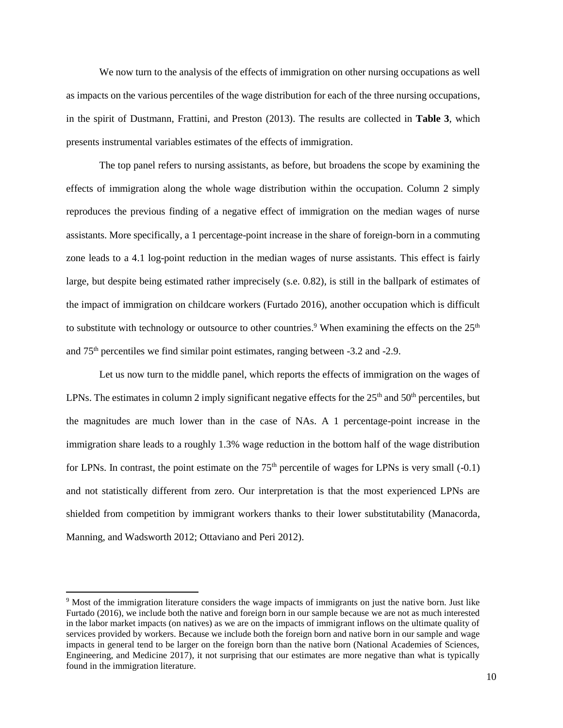We now turn to the analysis of the effects of immigration on other nursing occupations as well as impacts on the various percentiles of the wage distribution for each of the three nursing occupations, in the spirit of Dustmann, Frattini, and Preston (2013). The results are collected in **Table 3**, which presents instrumental variables estimates of the effects of immigration.

The top panel refers to nursing assistants, as before, but broadens the scope by examining the effects of immigration along the whole wage distribution within the occupation. Column 2 simply reproduces the previous finding of a negative effect of immigration on the median wages of nurse assistants. More specifically, a 1 percentage-point increase in the share of foreign-born in a commuting zone leads to a 4.1 log-point reduction in the median wages of nurse assistants. This effect is fairly large, but despite being estimated rather imprecisely (s.e. 0.82), is still in the ballpark of estimates of the impact of immigration on childcare workers (Furtado 2016), another occupation which is difficult to substitute with technology or outsource to other countries.[9] When examining the effects on the 25th and 75th percentiles we find similar point estimates, ranging between -3.2 and -2.9.

Let us now turn to the middle panel, which reports the effects of immigration on the wages of LPNs. The estimates in column 2 imply significant negative effects for the 25th and 50th percentiles, but the magnitudes are much lower than in the case of NAs. A 1 percentage-point increase in the immigration share leads to a roughly 1.3% wage reduction in the bottom half of the wage distribution for LPNs. In contrast, the point estimate on the 75th percentile of wages for LPNs is very small (-0.1) and not statistically different from zero. Our interpretation is that the most experienced LPNs are shielded from competition by immigrant workers thanks to their lower substitutability (Manacorda, Manning, and Wadsworth 2012; Ottaviano and Peri 2012).

[9] Most of the immigration literature considers the wage impacts of immigrants on just the native born. Just like Furtado (2016), we include both the native and foreign born in our sample because we are not as much interested in the labor market impacts (on natives) as we are on the impacts of immigrant inflows on the ultimate quality of services provided by workers. Because we include both the foreign born and native born in our sample and wage impacts in general tend to be larger on the foreign born than the native born (National Academies of Sciences, Engineering, and Medicine 2017), it not surprising that our estimates are more negative than what is typically found in the immigration literature.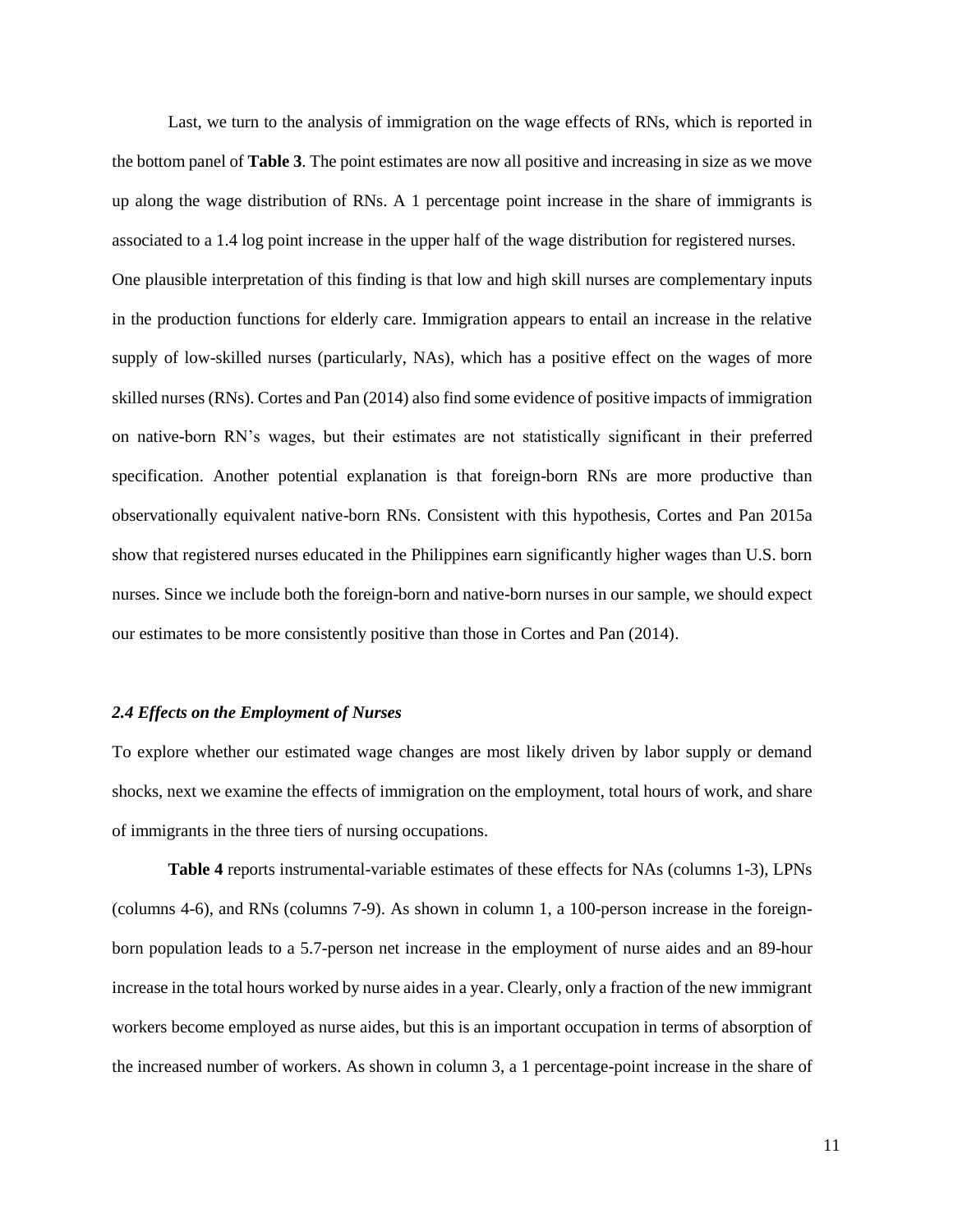Last, we turn to the analysis of immigration on the wage effects of RNs, which is reported in the bottom panel of **Table 3**. The point estimates are now all positive and increasing in size as we move up along the wage distribution of RNs. A 1 percentage point increase in the share of immigrants is associated to a 1.4 log point increase in the upper half of the wage distribution for registered nurses. One plausible interpretation of this finding is that low and high skill nurses are complementary inputs in the production functions for elderly care. Immigration appears to entail an increase in the relative supply of low-skilled nurses (particularly, NAs), which has a positive effect on the wages of more skilled nurses (RNs). Cortes and Pan (2014) also find some evidence of positive impacts of immigration on native-born RN's wages, but their estimates are not statistically significant in their preferred specification. Another potential explanation is that foreign-born RNs are more productive than observationally equivalent native-born RNs. Consistent with this hypothesis, Cortes and Pan 2015a show that registered nurses educated in the Philippines earn significantly higher wages than U.S. born nurses. Since we include both the foreign-born and native-born nurses in our sample, we should expect our estimates to be more consistently positive than those in Cortes and Pan (2014).

### *2.4 Effects on the Employment of Nurses*

To explore whether our estimated wage changes are most likely driven by labor supply or demand shocks, next we examine the effects of immigration on the employment, total hours of work, and share of immigrants in the three tiers of nursing occupations.

**Table 4** reports instrumental-variable estimates of these effects for NAs (columns 1-3), LPNs (columns 4-6), and RNs (columns 7-9). As shown in column 1, a 100-person increase in the foreign-born population leads to a 5.7-person net increase in the employment of nurse aides and an 89-hour increase in the total hours worked by nurse aides in a year. Clearly, only a fraction of the new immigrant workers become employed as nurse aides, but this is an important occupation in terms of absorption of the increased number of workers. As shown in column 3, a 1 percentage-point increase in the share of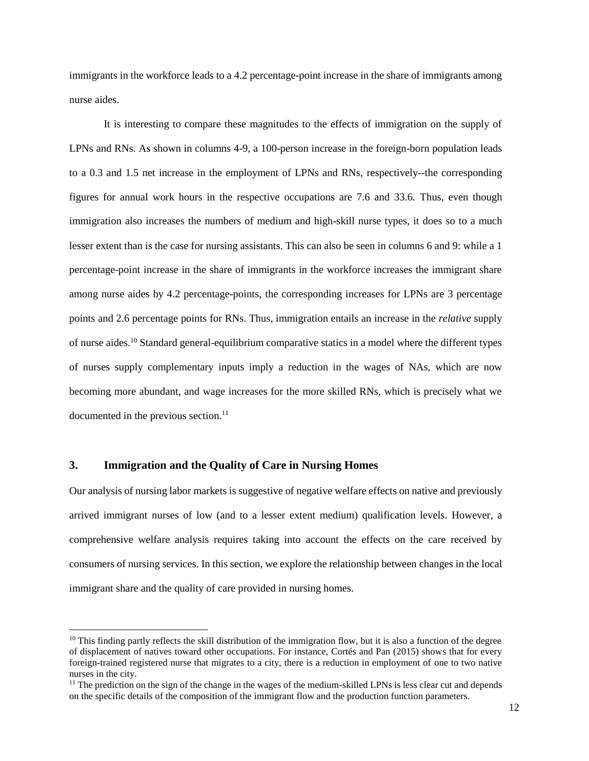immigrants in the workforce leads to a 4.2 percentage-point increase in the share of immigrants among nurse aides.

It is interesting to compare these magnitudes to the effects of immigration on the supply of LPNs and RNs. As shown in columns 4-9, a 100-person increase in the foreign-born population leads to a 0.3 and 1.5 net increase in the employment of LPNs and RNs, respectively--the corresponding figures for annual work hours in the respective occupations are 7.6 and 33.6. Thus, even though immigration also increases the numbers of medium and high-skill nurse types, it does so to a much lesser extent than is the case for nursing assistants. This can also be seen in columns 6 and 9: while a 1 percentage-point increase in the share of immigrants in the workforce increases the immigrant share among nurse aides by 4.2 percentage-points, the corresponding increases for LPNs are 3 percentage points and 2.6 percentage points for RNs. Thus, immigration entails an increase in the *relative* supply of nurse aides.[10] Standard general-equilibrium comparative statics in a model where the different types of nurses supply complementary inputs imply a reduction in the wages of NAs, which are now becoming more abundant, and wage increases for the more skilled RNs, which is precisely what we documented in the previous section.[11]

## 3. Immigration and the Quality of Care in Nursing Homes

Our analysis of nursing labor markets is suggestive of negative welfare effects on native and previously arrived immigrant nurses of low (and to a lesser extent medium) qualification levels. However, a comprehensive welfare analysis requires taking into account the effects on the care received by consumers of nursing services. In this section, we explore the relationship between changes in the local immigrant share and the quality of care provided in nursing homes.

---

[10] This finding partly reflects the skill distribution of the immigration flow, but it is also a function of the degree of displacement of natives toward other occupations. For instance, Cortés and Pan (2015) shows that for every foreign-trained registered nurse that migrates to a city, there is a reduction in employment of one to two native nurses in the city.

[11] The prediction on the sign of the change in the wages of the medium-skilled LPNs is less clear cut and depends on the specific details of the composition of the immigrant flow and the production function parameters.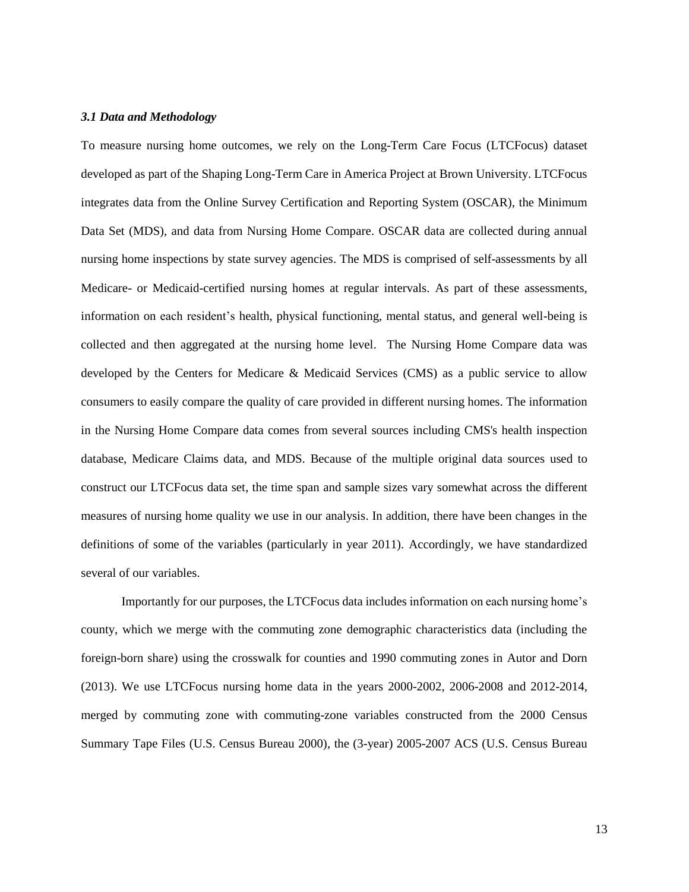### *3.1 Data and Methodology*

To measure nursing home outcomes, we rely on the Long-Term Care Focus (LTCFocus) dataset developed as part of the Shaping Long-Term Care in America Project at Brown University. LTCFocus integrates data from the Online Survey Certification and Reporting System (OSCAR), the Minimum Data Set (MDS), and data from Nursing Home Compare. OSCAR data are collected during annual nursing home inspections by state survey agencies. The MDS is comprised of self-assessments by all Medicare- or Medicaid-certified nursing homes at regular intervals. As part of these assessments, information on each resident's health, physical functioning, mental status, and general well-being is collected and then aggregated at the nursing home level. The Nursing Home Compare data was developed by the Centers for Medicare & Medicaid Services (CMS) as a public service to allow consumers to easily compare the quality of care provided in different nursing homes. The information in the Nursing Home Compare data comes from several sources including CMS's health inspection database, Medicare Claims data, and MDS. Because of the multiple original data sources used to construct our LTCFocus data set, the time span and sample sizes vary somewhat across the different measures of nursing home quality we use in our analysis. In addition, there have been changes in the definitions of some of the variables (particularly in year 2011). Accordingly, we have standardized several of our variables.

Importantly for our purposes, the LTCFocus data includes information on each nursing home's county, which we merge with the commuting zone demographic characteristics data (including the foreign-born share) using the crosswalk for counties and 1990 commuting zones in Autor and Dorn (2013). We use LTCFocus nursing home data in the years 2000-2002, 2006-2008 and 2012-2014, merged by commuting zone with commuting-zone variables constructed from the 2000 Census Summary Tape Files (U.S. Census Bureau 2000), the (3-year) 2005-2007 ACS (U.S. Census Bureau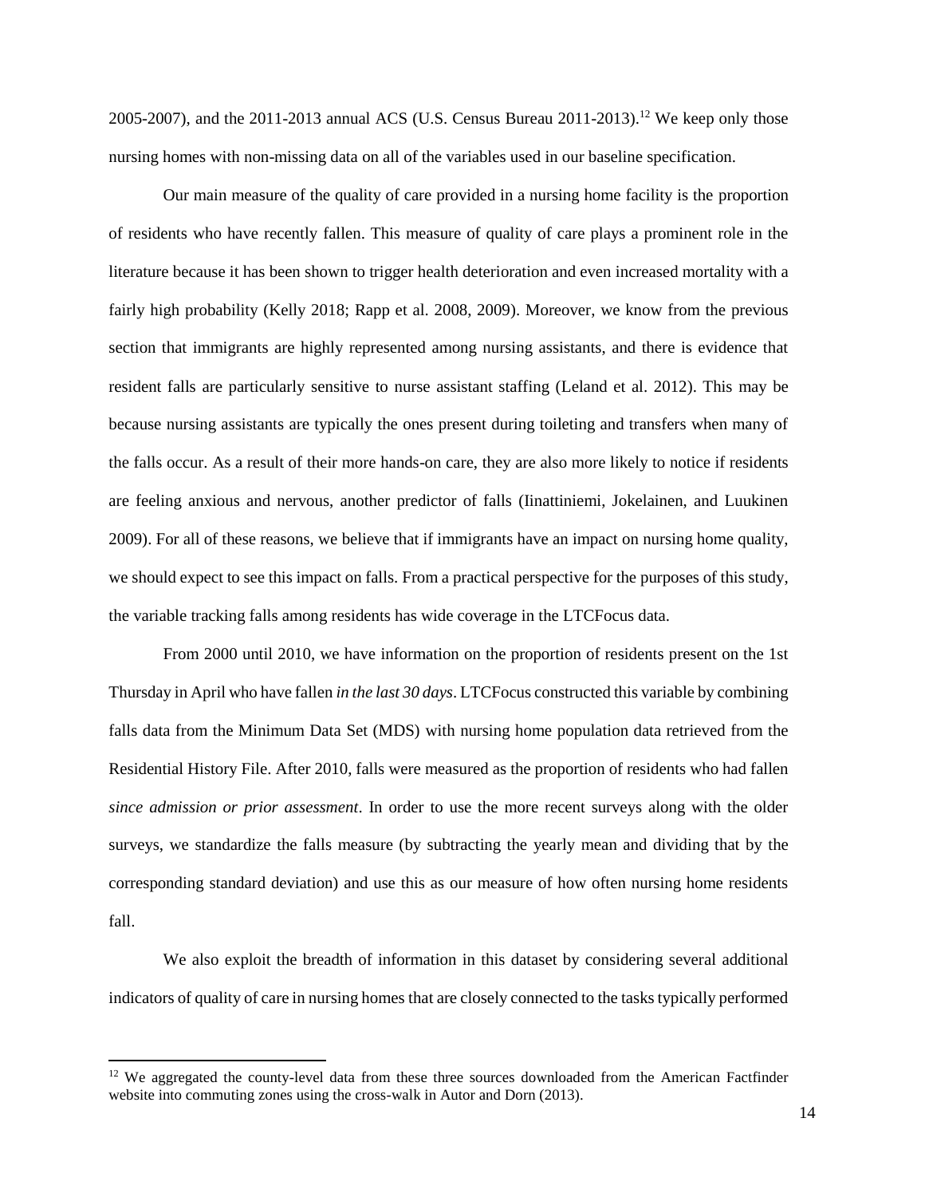2005-2007), and the 2011-2013 annual ACS (U.S. Census Bureau 2011-2013).[12] We keep only those nursing homes with non-missing data on all of the variables used in our baseline specification.

Our main measure of the quality of care provided in a nursing home facility is the proportion of residents who have recently fallen. This measure of quality of care plays a prominent role in the literature because it has been shown to trigger health deterioration and even increased mortality with a fairly high probability (Kelly 2018; Rapp et al. 2008, 2009). Moreover, we know from the previous section that immigrants are highly represented among nursing assistants, and there is evidence that resident falls are particularly sensitive to nurse assistant staffing (Leland et al. 2012). This may be because nursing assistants are typically the ones present during toileting and transfers when many of the falls occur. As a result of their more hands-on care, they are also more likely to notice if residents are feeling anxious and nervous, another predictor of falls (Iinattiniemi, Jokelainen, and Luukinen 2009). For all of these reasons, we believe that if immigrants have an impact on nursing home quality, we should expect to see this impact on falls. From a practical perspective for the purposes of this study, the variable tracking falls among residents has wide coverage in the LTCFocus data.

From 2000 until 2010, we have information on the proportion of residents present on the 1st Thursday in April who have fallen *in the last 30 days*. LTCFocus constructed this variable by combining falls data from the Minimum Data Set (MDS) with nursing home population data retrieved from the Residential History File. After 2010, falls were measured as the proportion of residents who had fallen *since admission or prior assessment*. In order to use the more recent surveys along with the older surveys, we standardize the falls measure (by subtracting the yearly mean and dividing that by the corresponding standard deviation) and use this as our measure of how often nursing home residents fall.

We also exploit the breadth of information in this dataset by considering several additional indicators of quality of care in nursing homes that are closely connected to the tasks typically performed

[12] We aggregated the county-level data from these three sources downloaded from the American Factfinder website into commuting zones using the cross-walk in Autor and Dorn (2013).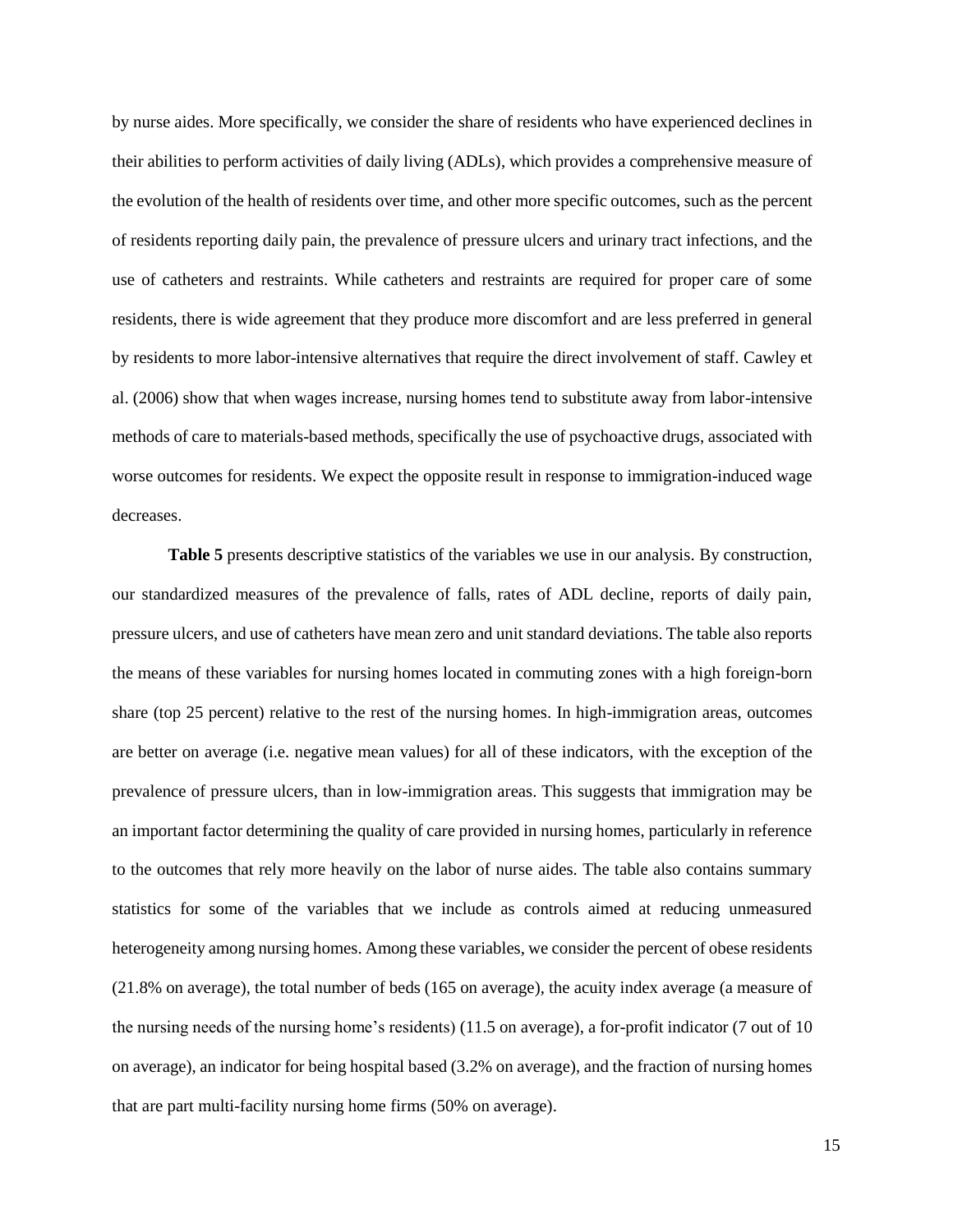by nurse aides. More specifically, we consider the share of residents who have experienced declines in their abilities to perform activities of daily living (ADLs), which provides a comprehensive measure of the evolution of the health of residents over time, and other more specific outcomes, such as the percent of residents reporting daily pain, the prevalence of pressure ulcers and urinary tract infections, and the use of catheters and restraints. While catheters and restraints are required for proper care of some residents, there is wide agreement that they produce more discomfort and are less preferred in general by residents to more labor-intensive alternatives that require the direct involvement of staff. Cawley et al. (2006) show that when wages increase, nursing homes tend to substitute away from labor-intensive methods of care to materials-based methods, specifically the use of psychoactive drugs, associated with worse outcomes for residents. We expect the opposite result in response to immigration-induced wage decreases.

**Table 5** presents descriptive statistics of the variables we use in our analysis. By construction, our standardized measures of the prevalence of falls, rates of ADL decline, reports of daily pain, pressure ulcers, and use of catheters have mean zero and unit standard deviations. The table also reports the means of these variables for nursing homes located in commuting zones with a high foreign-born share (top 25 percent) relative to the rest of the nursing homes. In high-immigration areas, outcomes are better on average (i.e. negative mean values) for all of these indicators, with the exception of the prevalence of pressure ulcers, than in low-immigration areas. This suggests that immigration may be an important factor determining the quality of care provided in nursing homes, particularly in reference to the outcomes that rely more heavily on the labor of nurse aides. The table also contains summary statistics for some of the variables that we include as controls aimed at reducing unmeasured heterogeneity among nursing homes. Among these variables, we consider the percent of obese residents (21.8% on average), the total number of beds (165 on average), the acuity index average (a measure of the nursing needs of the nursing home's residents) (11.5 on average), a for-profit indicator (7 out of 10 on average), an indicator for being hospital based (3.2% on average), and the fraction of nursing homes that are part multi-facility nursing home firms (50% on average).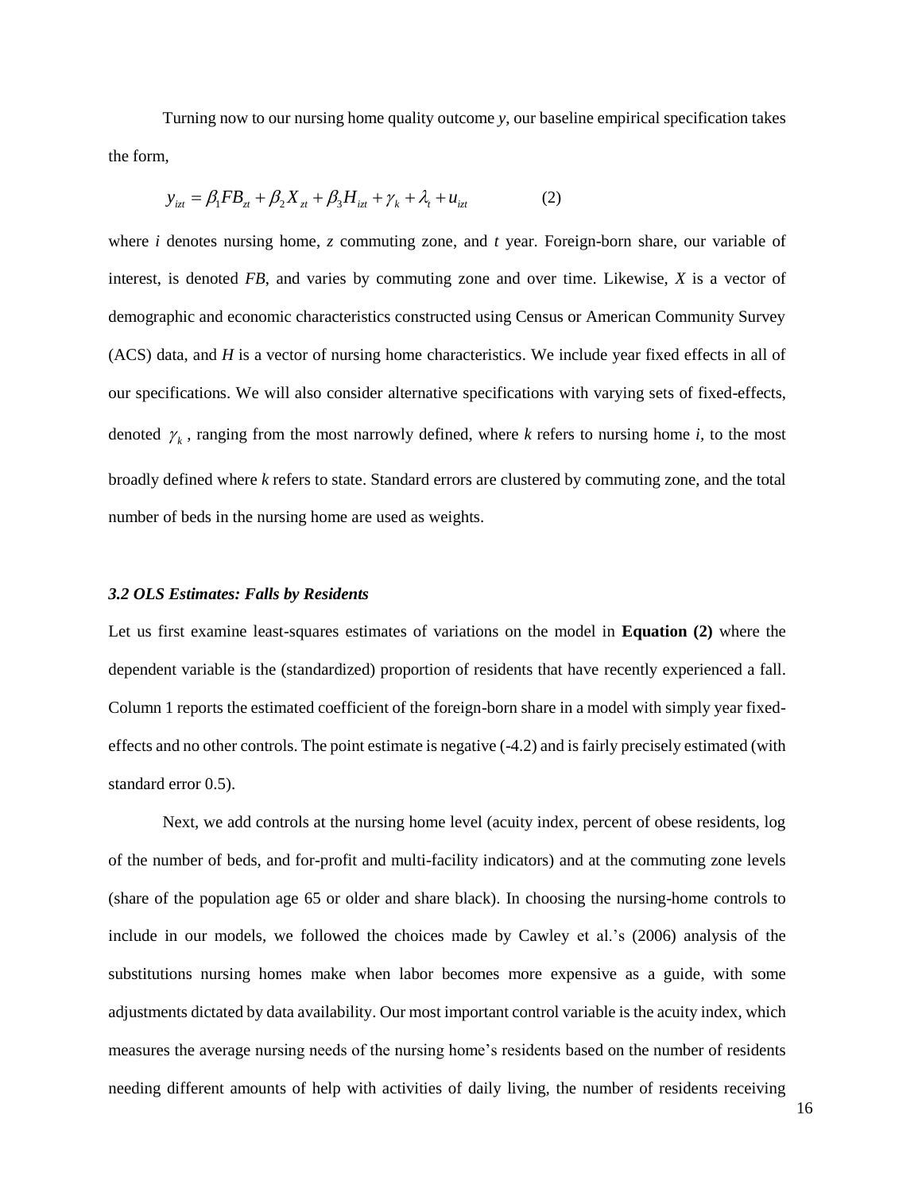Turning now to our nursing home quality outcome *y*, our baseline empirical specification takes the form,

$$y_{izt} = \beta_1 FB_{zt} + \beta_2 X_{zt} + \beta_3 H_{izt} + \gamma_k + \lambda_t + u_{izt} \qquad (2)$$

where *i* denotes nursing home, *z* commuting zone, and *t* year. Foreign-born share, our variable of interest, is denoted *FB*, and varies by commuting zone and over time. Likewise, *X* is a vector of demographic and economic characteristics constructed using Census or American Community Survey (ACS) data, and *H* is a vector of nursing home characteristics. We include year fixed effects in all of our specifications. We will also consider alternative specifications with varying sets of fixed-effects, denoted $\gamma_k$, ranging from the most narrowly defined, where *k* refers to nursing home *i*, to the most broadly defined where *k* refers to state. Standard errors are clustered by commuting zone, and the total number of beds in the nursing home are used as weights.

### *3.2 OLS Estimates: Falls by Residents*

Let us first examine least-squares estimates of variations on the model in **Equation (2)** where the dependent variable is the (standardized) proportion of residents that have recently experienced a fall. Column 1 reports the estimated coefficient of the foreign-born share in a model with simply year fixed-effects and no other controls. The point estimate is negative (-4.2) and is fairly precisely estimated (with standard error 0.5).

Next, we add controls at the nursing home level (acuity index, percent of obese residents, log of the number of beds, and for-profit and multi-facility indicators) and at the commuting zone levels (share of the population age 65 or older and share black). In choosing the nursing-home controls to include in our models, we followed the choices made by Cawley et al.'s (2006) analysis of the substitutions nursing homes make when labor becomes more expensive as a guide, with some adjustments dictated by data availability. Our most important control variable is the acuity index, which measures the average nursing needs of the nursing home's residents based on the number of residents needing different amounts of help with activities of daily living, the number of residents receiving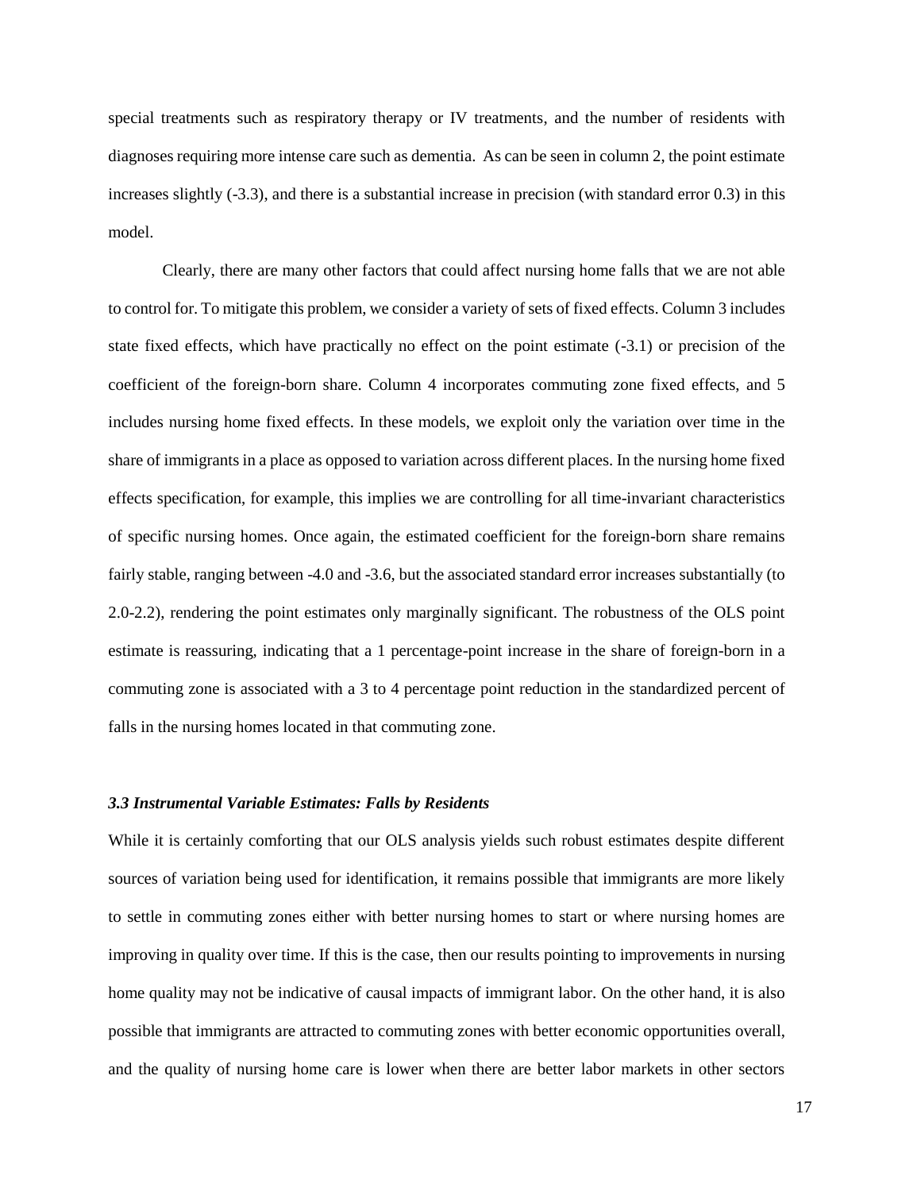special treatments such as respiratory therapy or IV treatments, and the number of residents with diagnoses requiring more intense care such as dementia. As can be seen in column 2, the point estimate increases slightly (-3.3), and there is a substantial increase in precision (with standard error 0.3) in this model.

Clearly, there are many other factors that could affect nursing home falls that we are not able to control for. To mitigate this problem, we consider a variety of sets of fixed effects. Column 3 includes state fixed effects, which have practically no effect on the point estimate (-3.1) or precision of the coefficient of the foreign-born share. Column 4 incorporates commuting zone fixed effects, and 5 includes nursing home fixed effects. In these models, we exploit only the variation over time in the share of immigrants in a place as opposed to variation across different places. In the nursing home fixed effects specification, for example, this implies we are controlling for all time-invariant characteristics of specific nursing homes. Once again, the estimated coefficient for the foreign-born share remains fairly stable, ranging between -4.0 and -3.6, but the associated standard error increases substantially (to 2.0-2.2), rendering the point estimates only marginally significant. The robustness of the OLS point estimate is reassuring, indicating that a 1 percentage-point increase in the share of foreign-born in a commuting zone is associated with a 3 to 4 percentage point reduction in the standardized percent of falls in the nursing homes located in that commuting zone.

### *3.3 Instrumental Variable Estimates: Falls by Residents*

While it is certainly comforting that our OLS analysis yields such robust estimates despite different sources of variation being used for identification, it remains possible that immigrants are more likely to settle in commuting zones either with better nursing homes to start or where nursing homes are improving in quality over time. If this is the case, then our results pointing to improvements in nursing home quality may not be indicative of causal impacts of immigrant labor. On the other hand, it is also possible that immigrants are attracted to commuting zones with better economic opportunities overall, and the quality of nursing home care is lower when there are better labor markets in other sectors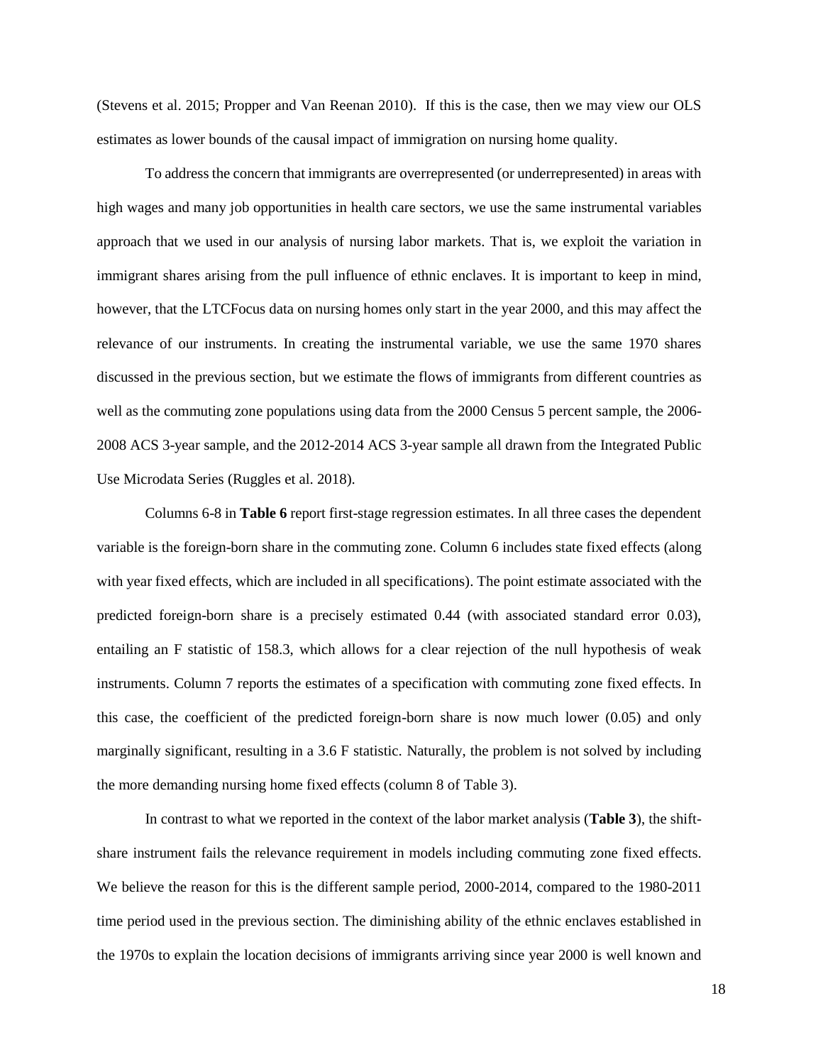(Stevens et al. 2015; Propper and Van Reenan 2010). If this is the case, then we may view our OLS estimates as lower bounds of the causal impact of immigration on nursing home quality.

To address the concern that immigrants are overrepresented (or underrepresented) in areas with high wages and many job opportunities in health care sectors, we use the same instrumental variables approach that we used in our analysis of nursing labor markets. That is, we exploit the variation in immigrant shares arising from the pull influence of ethnic enclaves. It is important to keep in mind, however, that the LTCFocus data on nursing homes only start in the year 2000, and this may affect the relevance of our instruments. In creating the instrumental variable, we use the same 1970 shares discussed in the previous section, but we estimate the flows of immigrants from different countries as well as the commuting zone populations using data from the 2000 Census 5 percent sample, the 2006-2008 ACS 3-year sample, and the 2012-2014 ACS 3-year sample all drawn from the Integrated Public Use Microdata Series (Ruggles et al. 2018).

Columns 6-8 in **Table 6** report first-stage regression estimates. In all three cases the dependent variable is the foreign-born share in the commuting zone. Column 6 includes state fixed effects (along with year fixed effects, which are included in all specifications). The point estimate associated with the predicted foreign-born share is a precisely estimated 0.44 (with associated standard error 0.03), entailing an F statistic of 158.3, which allows for a clear rejection of the null hypothesis of weak instruments. Column 7 reports the estimates of a specification with commuting zone fixed effects. In this case, the coefficient of the predicted foreign-born share is now much lower (0.05) and only marginally significant, resulting in a 3.6 F statistic. Naturally, the problem is not solved by including the more demanding nursing home fixed effects (column 8 of Table 3).

In contrast to what we reported in the context of the labor market analysis (**Table 3**), the shift-share instrument fails the relevance requirement in models including commuting zone fixed effects. We believe the reason for this is the different sample period, 2000-2014, compared to the 1980-2011 time period used in the previous section. The diminishing ability of the ethnic enclaves established in the 1970s to explain the location decisions of immigrants arriving since year 2000 is well known and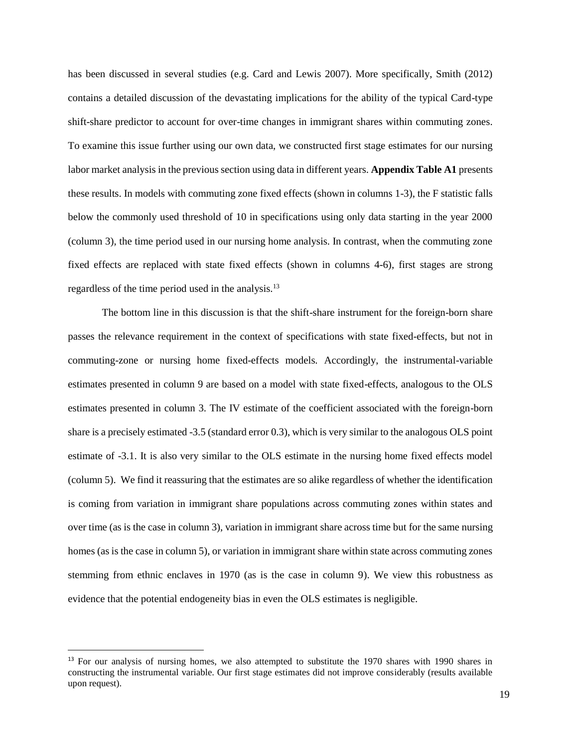has been discussed in several studies (e.g. Card and Lewis 2007). More specifically, Smith (2012) contains a detailed discussion of the devastating implications for the ability of the typical Card-type shift-share predictor to account for over-time changes in immigrant shares within commuting zones. To examine this issue further using our own data, we constructed first stage estimates for our nursing labor market analysis in the previous section using data in different years. **Appendix Table A1** presents these results. In models with commuting zone fixed effects (shown in columns 1-3), the F statistic falls below the commonly used threshold of 10 in specifications using only data starting in the year 2000 (column 3), the time period used in our nursing home analysis. In contrast, when the commuting zone fixed effects are replaced with state fixed effects (shown in columns 4-6), first stages are strong regardless of the time period used in the analysis.[13]

The bottom line in this discussion is that the shift-share instrument for the foreign-born share passes the relevance requirement in the context of specifications with state fixed-effects, but not in commuting-zone or nursing home fixed-effects models. Accordingly, the instrumental-variable estimates presented in column 9 are based on a model with state fixed-effects, analogous to the OLS estimates presented in column 3. The IV estimate of the coefficient associated with the foreign-born share is a precisely estimated -3.5 (standard error 0.3), which is very similar to the analogous OLS point estimate of -3.1. It is also very similar to the OLS estimate in the nursing home fixed effects model (column 5). We find it reassuring that the estimates are so alike regardless of whether the identification is coming from variation in immigrant share populations across commuting zones within states and over time (as is the case in column 3), variation in immigrant share across time but for the same nursing homes (as is the case in column 5), or variation in immigrant share within state across commuting zones stemming from ethnic enclaves in 1970 (as is the case in column 9). We view this robustness as evidence that the potential endogeneity bias in even the OLS estimates is negligible.

[13] For our analysis of nursing homes, we also attempted to substitute the 1970 shares with 1990 shares in constructing the instrumental variable. Our first stage estimates did not improve considerably (results available upon request).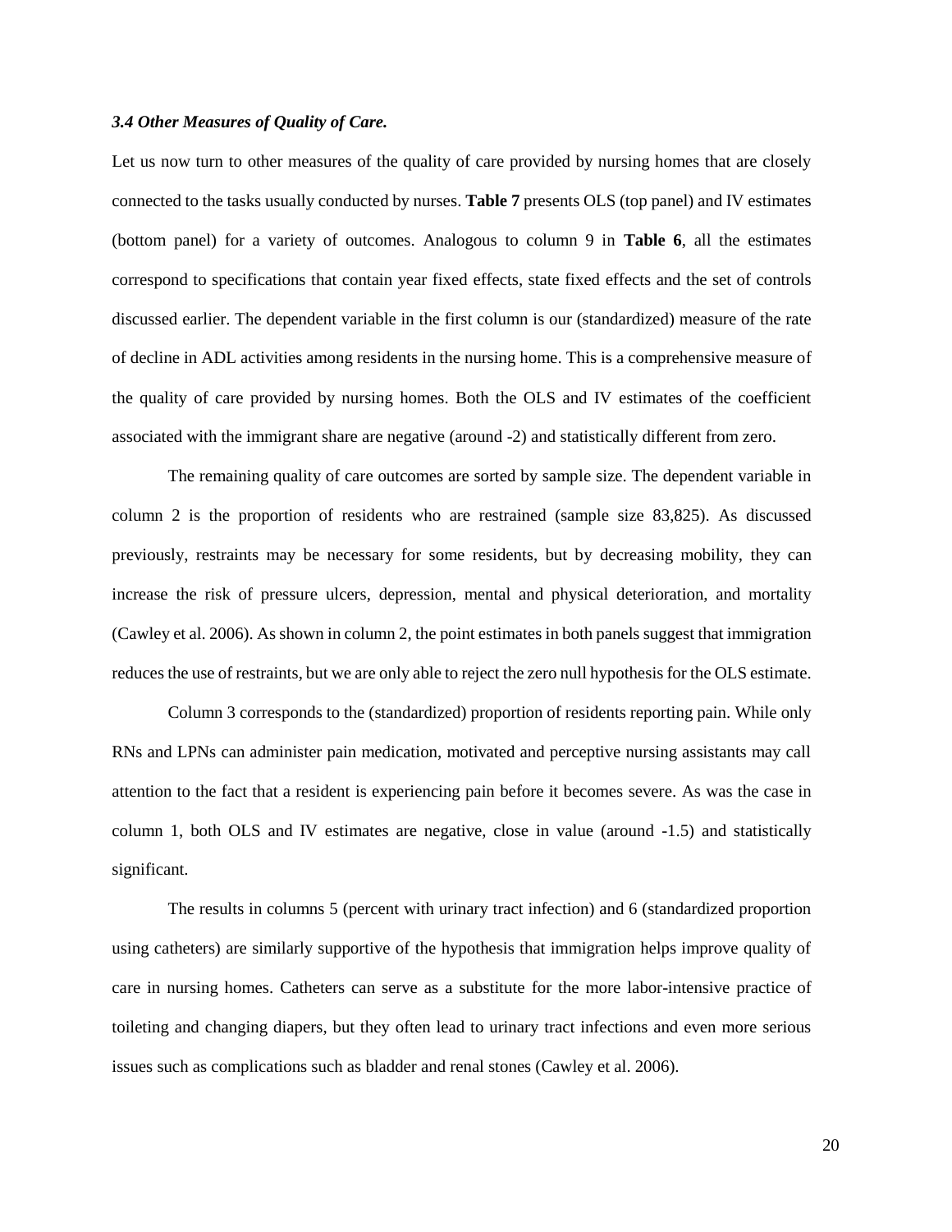### *3.4 Other Measures of Quality of Care.*

Let us now turn to other measures of the quality of care provided by nursing homes that are closely connected to the tasks usually conducted by nurses. **Table 7** presents OLS (top panel) and IV estimates (bottom panel) for a variety of outcomes. Analogous to column 9 in **Table 6**, all the estimates correspond to specifications that contain year fixed effects, state fixed effects and the set of controls discussed earlier. The dependent variable in the first column is our (standardized) measure of the rate of decline in ADL activities among residents in the nursing home. This is a comprehensive measure of the quality of care provided by nursing homes. Both the OLS and IV estimates of the coefficient associated with the immigrant share are negative (around -2) and statistically different from zero.

The remaining quality of care outcomes are sorted by sample size. The dependent variable in column 2 is the proportion of residents who are restrained (sample size 83,825). As discussed previously, restraints may be necessary for some residents, but by decreasing mobility, they can increase the risk of pressure ulcers, depression, mental and physical deterioration, and mortality (Cawley et al. 2006). As shown in column 2, the point estimates in both panels suggest that immigration reduces the use of restraints, but we are only able to reject the zero null hypothesis for the OLS estimate.

Column 3 corresponds to the (standardized) proportion of residents reporting pain. While only RNs and LPNs can administer pain medication, motivated and perceptive nursing assistants may call attention to the fact that a resident is experiencing pain before it becomes severe. As was the case in column 1, both OLS and IV estimates are negative, close in value (around -1.5) and statistically significant.

The results in columns 5 (percent with urinary tract infection) and 6 (standardized proportion using catheters) are similarly supportive of the hypothesis that immigration helps improve quality of care in nursing homes. Catheters can serve as a substitute for the more labor-intensive practice of toileting and changing diapers, but they often lead to urinary tract infections and even more serious issues such as complications such as bladder and renal stones (Cawley et al. 2006).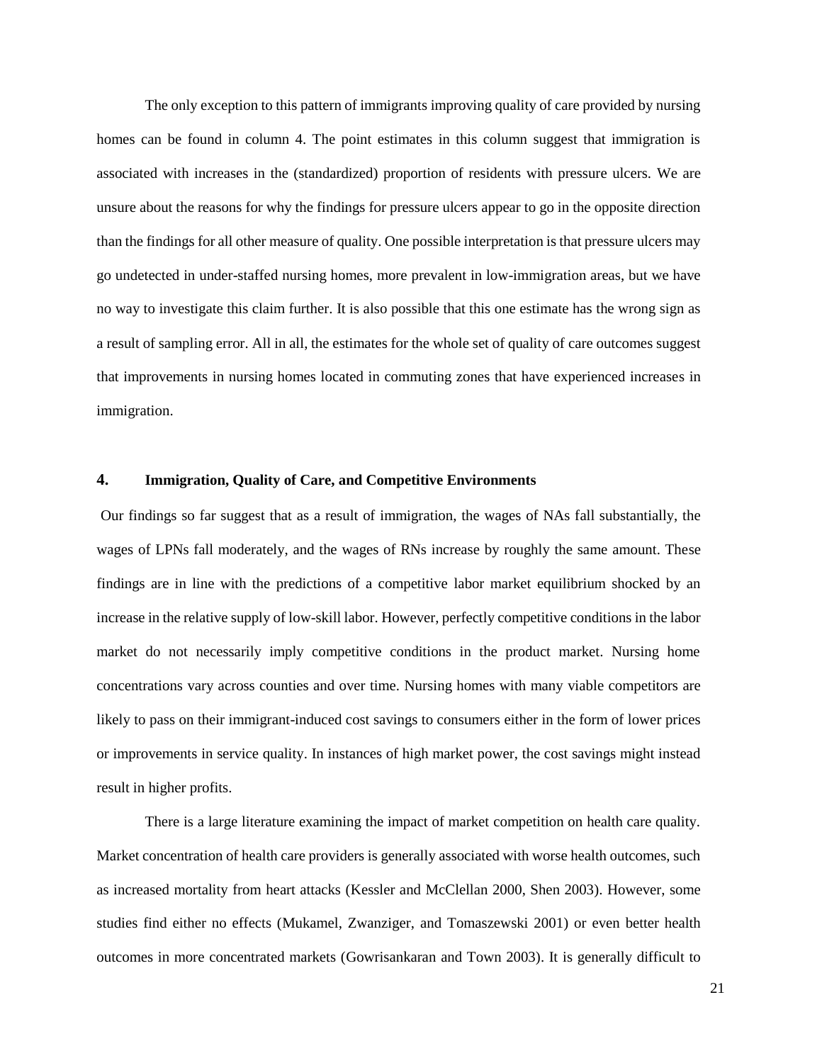The only exception to this pattern of immigrants improving quality of care provided by nursing homes can be found in column 4. The point estimates in this column suggest that immigration is associated with increases in the (standardized) proportion of residents with pressure ulcers. We are unsure about the reasons for why the findings for pressure ulcers appear to go in the opposite direction than the findings for all other measure of quality. One possible interpretation is that pressure ulcers may go undetected in under-staffed nursing homes, more prevalent in low-immigration areas, but we have no way to investigate this claim further. It is also possible that this one estimate has the wrong sign as a result of sampling error. All in all, the estimates for the whole set of quality of care outcomes suggest that improvements in nursing homes located in commuting zones that have experienced increases in immigration.

## 4. Immigration, Quality of Care, and Competitive Environments

Our findings so far suggest that as a result of immigration, the wages of NAs fall substantially, the wages of LPNs fall moderately, and the wages of RNs increase by roughly the same amount. These findings are in line with the predictions of a competitive labor market equilibrium shocked by an increase in the relative supply of low-skill labor. However, perfectly competitive conditions in the labor market do not necessarily imply competitive conditions in the product market. Nursing home concentrations vary across counties and over time. Nursing homes with many viable competitors are likely to pass on their immigrant-induced cost savings to consumers either in the form of lower prices or improvements in service quality. In instances of high market power, the cost savings might instead result in higher profits.

There is a large literature examining the impact of market competition on health care quality. Market concentration of health care providers is generally associated with worse health outcomes, such as increased mortality from heart attacks (Kessler and McClellan 2000, Shen 2003). However, some studies find either no effects (Mukamel, Zwanziger, and Tomaszewski 2001) or even better health outcomes in more concentrated markets (Gowrisankaran and Town 2003). It is generally difficult to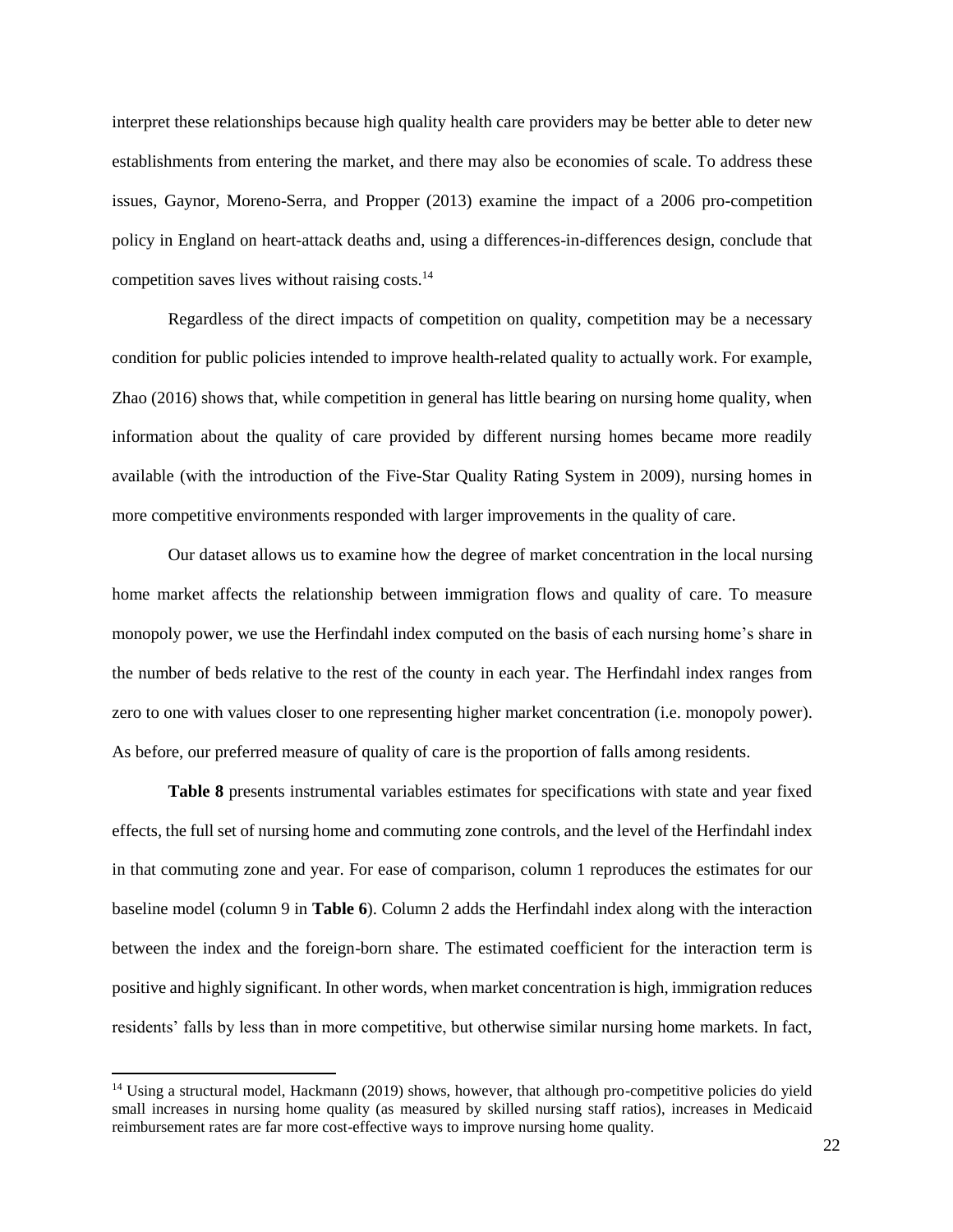interpret these relationships because high quality health care providers may be better able to deter new establishments from entering the market, and there may also be economies of scale. To address these issues, Gaynor, Moreno-Serra, and Propper (2013) examine the impact of a 2006 pro-competition policy in England on heart-attack deaths and, using a differences-in-differences design, conclude that competition saves lives without raising costs.[14]

Regardless of the direct impacts of competition on quality, competition may be a necessary condition for public policies intended to improve health-related quality to actually work. For example, Zhao (2016) shows that, while competition in general has little bearing on nursing home quality, when information about the quality of care provided by different nursing homes became more readily available (with the introduction of the Five-Star Quality Rating System in 2009), nursing homes in more competitive environments responded with larger improvements in the quality of care.

Our dataset allows us to examine how the degree of market concentration in the local nursing home market affects the relationship between immigration flows and quality of care. To measure monopoly power, we use the Herfindahl index computed on the basis of each nursing home's share in the number of beds relative to the rest of the county in each year. The Herfindahl index ranges from zero to one with values closer to one representing higher market concentration (i.e. monopoly power). As before, our preferred measure of quality of care is the proportion of falls among residents.

**Table 8** presents instrumental variables estimates for specifications with state and year fixed effects, the full set of nursing home and commuting zone controls, and the level of the Herfindahl index in that commuting zone and year. For ease of comparison, column 1 reproduces the estimates for our baseline model (column 9 in **Table 6**). Column 2 adds the Herfindahl index along with the interaction between the index and the foreign-born share. The estimated coefficient for the interaction term is positive and highly significant. In other words, when market concentration is high, immigration reduces residents' falls by less than in more competitive, but otherwise similar nursing home markets. In fact,

[14] Using a structural model, Hackmann (2019) shows, however, that although pro-competitive policies do yield small increases in nursing home quality (as measured by skilled nursing staff ratios), increases in Medicaid reimbursement rates are far more cost-effective ways to improve nursing home quality.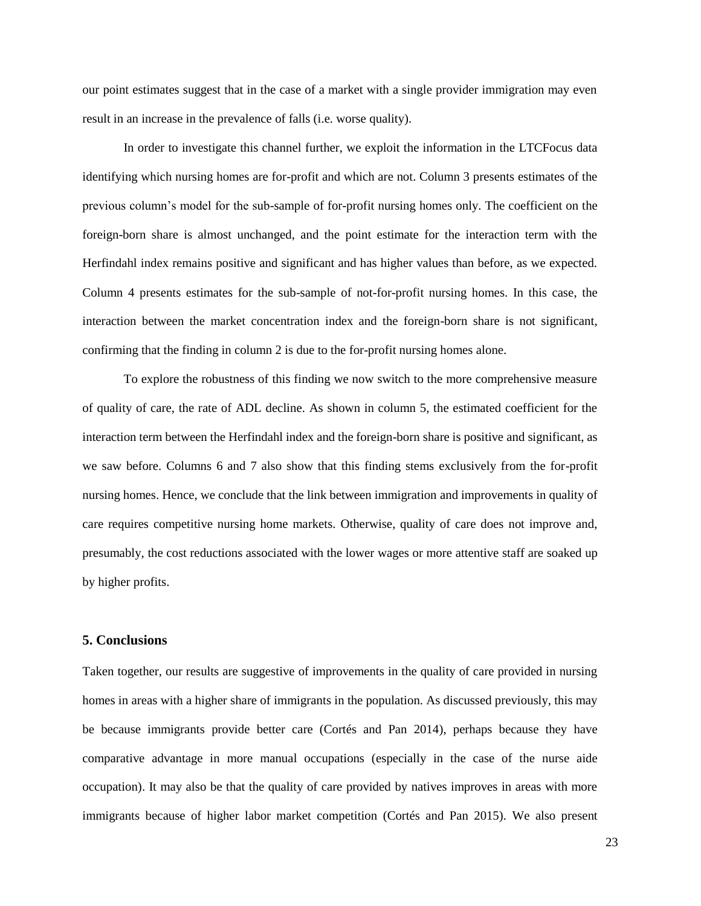our point estimates suggest that in the case of a market with a single provider immigration may even result in an increase in the prevalence of falls (i.e. worse quality).

In order to investigate this channel further, we exploit the information in the LTCFocus data identifying which nursing homes are for-profit and which are not. Column 3 presents estimates of the previous column's model for the sub-sample of for-profit nursing homes only. The coefficient on the foreign-born share is almost unchanged, and the point estimate for the interaction term with the Herfindahl index remains positive and significant and has higher values than before, as we expected. Column 4 presents estimates for the sub-sample of not-for-profit nursing homes. In this case, the interaction between the market concentration index and the foreign-born share is not significant, confirming that the finding in column 2 is due to the for-profit nursing homes alone.

To explore the robustness of this finding we now switch to the more comprehensive measure of quality of care, the rate of ADL decline. As shown in column 5, the estimated coefficient for the interaction term between the Herfindahl index and the foreign-born share is positive and significant, as we saw before. Columns 6 and 7 also show that this finding stems exclusively from the for-profit nursing homes. Hence, we conclude that the link between immigration and improvements in quality of care requires competitive nursing home markets. Otherwise, quality of care does not improve and, presumably, the cost reductions associated with the lower wages or more attentive staff are soaked up by higher profits.

## 5. Conclusions

Taken together, our results are suggestive of improvements in the quality of care provided in nursing homes in areas with a higher share of immigrants in the population. As discussed previously, this may be because immigrants provide better care (Cortés and Pan 2014), perhaps because they have comparative advantage in more manual occupations (especially in the case of the nurse aide occupation). It may also be that the quality of care provided by natives improves in areas with more immigrants because of higher labor market competition (Cortés and Pan 2015). We also present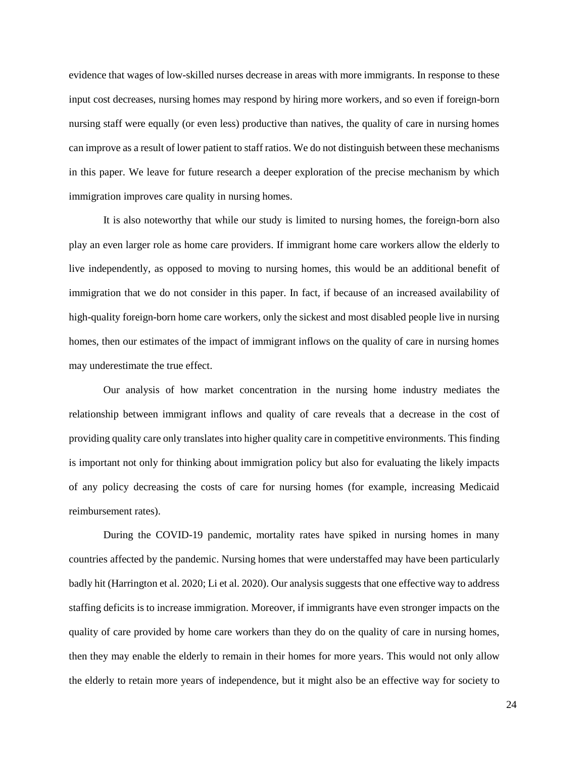evidence that wages of low-skilled nurses decrease in areas with more immigrants. In response to these input cost decreases, nursing homes may respond by hiring more workers, and so even if foreign-born nursing staff were equally (or even less) productive than natives, the quality of care in nursing homes can improve as a result of lower patient to staff ratios. We do not distinguish between these mechanisms in this paper. We leave for future research a deeper exploration of the precise mechanism by which immigration improves care quality in nursing homes.

It is also noteworthy that while our study is limited to nursing homes, the foreign-born also play an even larger role as home care providers. If immigrant home care workers allow the elderly to live independently, as opposed to moving to nursing homes, this would be an additional benefit of immigration that we do not consider in this paper. In fact, if because of an increased availability of high-quality foreign-born home care workers, only the sickest and most disabled people live in nursing homes, then our estimates of the impact of immigrant inflows on the quality of care in nursing homes may underestimate the true effect.

Our analysis of how market concentration in the nursing home industry mediates the relationship between immigrant inflows and quality of care reveals that a decrease in the cost of providing quality care only translates into higher quality care in competitive environments. This finding is important not only for thinking about immigration policy but also for evaluating the likely impacts of any policy decreasing the costs of care for nursing homes (for example, increasing Medicaid reimbursement rates).

During the COVID-19 pandemic, mortality rates have spiked in nursing homes in many countries affected by the pandemic. Nursing homes that were understaffed may have been particularly badly hit (Harrington et al. 2020; Li et al. 2020). Our analysis suggests that one effective way to address staffing deficits is to increase immigration. Moreover, if immigrants have even stronger impacts on the quality of care provided by home care workers than they do on the quality of care in nursing homes, then they may enable the elderly to remain in their homes for more years. This would not only allow the elderly to retain more years of independence, but it might also be an effective way for society to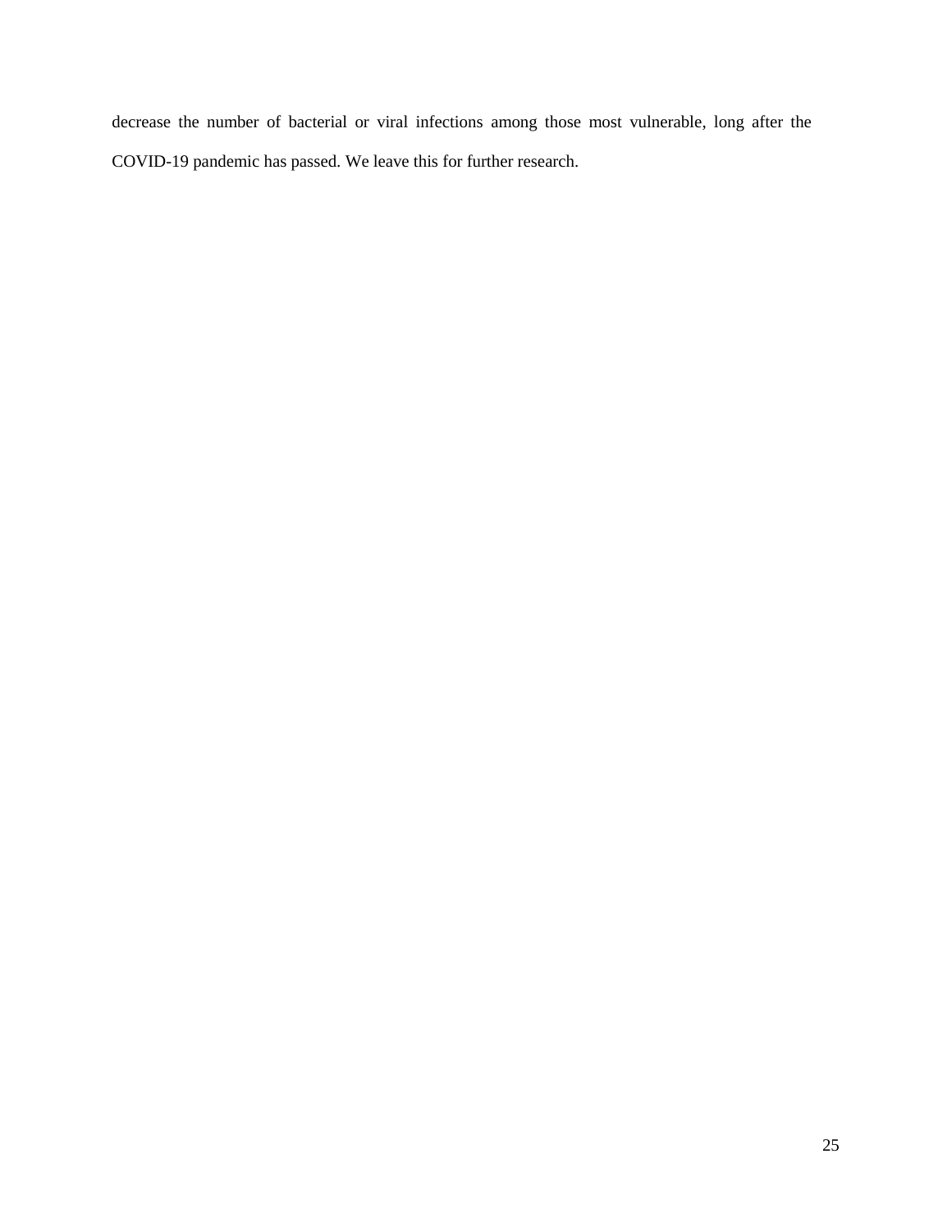decrease the number of bacterial or viral infections among those most vulnerable, long after the COVID-19 pandemic has passed. We leave this for further research.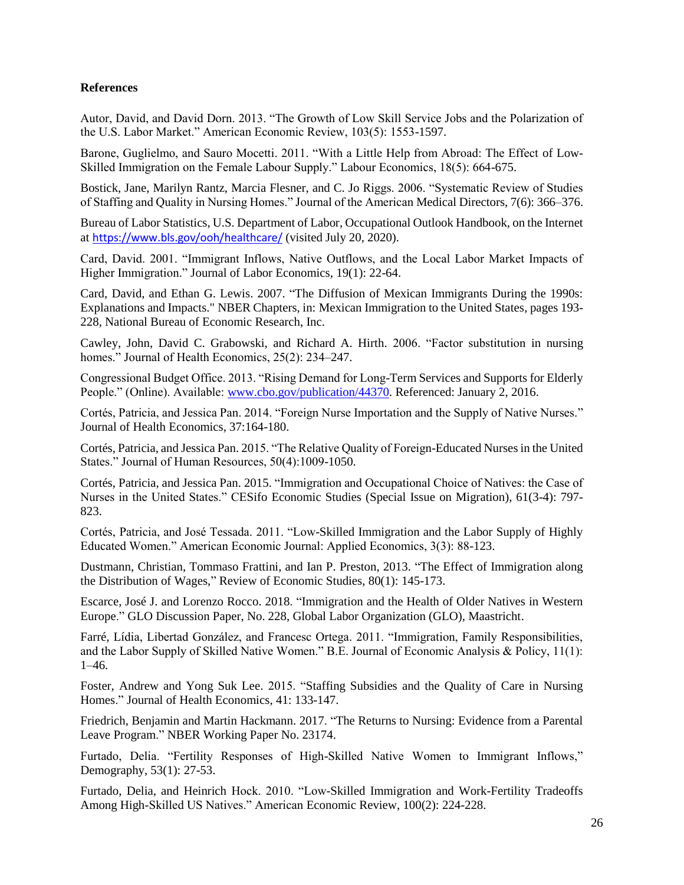**References**

Autor, David, and David Dorn. 2013. "The Growth of Low Skill Service Jobs and the Polarization of the U.S. Labor Market." American Economic Review, 103(5): 1553-1597.

Barone, Guglielmo, and Sauro Mocetti. 2011. "With a Little Help from Abroad: The Effect of Low-Skilled Immigration on the Female Labour Supply." Labour Economics, 18(5): 664-675.

Bostick, Jane, Marilyn Rantz, Marcia Flesner, and C. Jo Riggs. 2006. "Systematic Review of Studies of Staffing and Quality in Nursing Homes." Journal of the American Medical Directors, 7(6): 366–376.

Bureau of Labor Statistics, U.S. Department of Labor, Occupational Outlook Handbook, on the Internet at https://www.bls.gov/ooh/healthcare/ (visited July 20, 2020).

Card, David. 2001. "Immigrant Inflows, Native Outflows, and the Local Labor Market Impacts of Higher Immigration." Journal of Labor Economics, 19(1): 22-64.

Card, David, and Ethan G. Lewis. 2007. "The Diffusion of Mexican Immigrants During the 1990s: Explanations and Impacts." NBER Chapters, in: Mexican Immigration to the United States, pages 193-228, National Bureau of Economic Research, Inc.

Cawley, John, David C. Grabowski, and Richard A. Hirth. 2006. "Factor substitution in nursing homes." Journal of Health Economics, 25(2): 234–247.

Congressional Budget Office. 2013. "Rising Demand for Long-Term Services and Supports for Elderly People." (Online). Available: www.cbo.gov/publication/44370. Referenced: January 2, 2016.

Cortés, Patricia, and Jessica Pan. 2014. "Foreign Nurse Importation and the Supply of Native Nurses." Journal of Health Economics, 37:164-180.

Cortés, Patricia, and Jessica Pan. 2015. "The Relative Quality of Foreign-Educated Nurses in the United States." Journal of Human Resources, 50(4):1009-1050.

Cortés, Patricia, and Jessica Pan. 2015. "Immigration and Occupational Choice of Natives: the Case of Nurses in the United States." CESifo Economic Studies (Special Issue on Migration), 61(3-4): 797-823.

Cortés, Patricia, and José Tessada. 2011. "Low-Skilled Immigration and the Labor Supply of Highly Educated Women." American Economic Journal: Applied Economics, 3(3): 88-123.

Dustmann, Christian, Tommaso Frattini, and Ian P. Preston, 2013. "The Effect of Immigration along the Distribution of Wages," Review of Economic Studies, 80(1): 145-173.

Escarce, José J. and Lorenzo Rocco. 2018. "Immigration and the Health of Older Natives in Western Europe." GLO Discussion Paper, No. 228, Global Labor Organization (GLO), Maastricht.

Farré, Lídia, Libertad González, and Francesc Ortega. 2011. "Immigration, Family Responsibilities, and the Labor Supply of Skilled Native Women." B.E. Journal of Economic Analysis & Policy, 11(1): 1–46.

Foster, Andrew and Yong Suk Lee. 2015. "Staffing Subsidies and the Quality of Care in Nursing Homes." Journal of Health Economics, 41: 133-147.

Friedrich, Benjamin and Martin Hackmann. 2017. "The Returns to Nursing: Evidence from a Parental Leave Program." NBER Working Paper No. 23174.

Furtado, Delia. "Fertility Responses of High-Skilled Native Women to Immigrant Inflows," Demography, 53(1): 27-53.

Furtado, Delia, and Heinrich Hock. 2010. "Low-Skilled Immigration and Work-Fertility Tradeoffs Among High-Skilled US Natives." American Economic Review, 100(2): 224-228.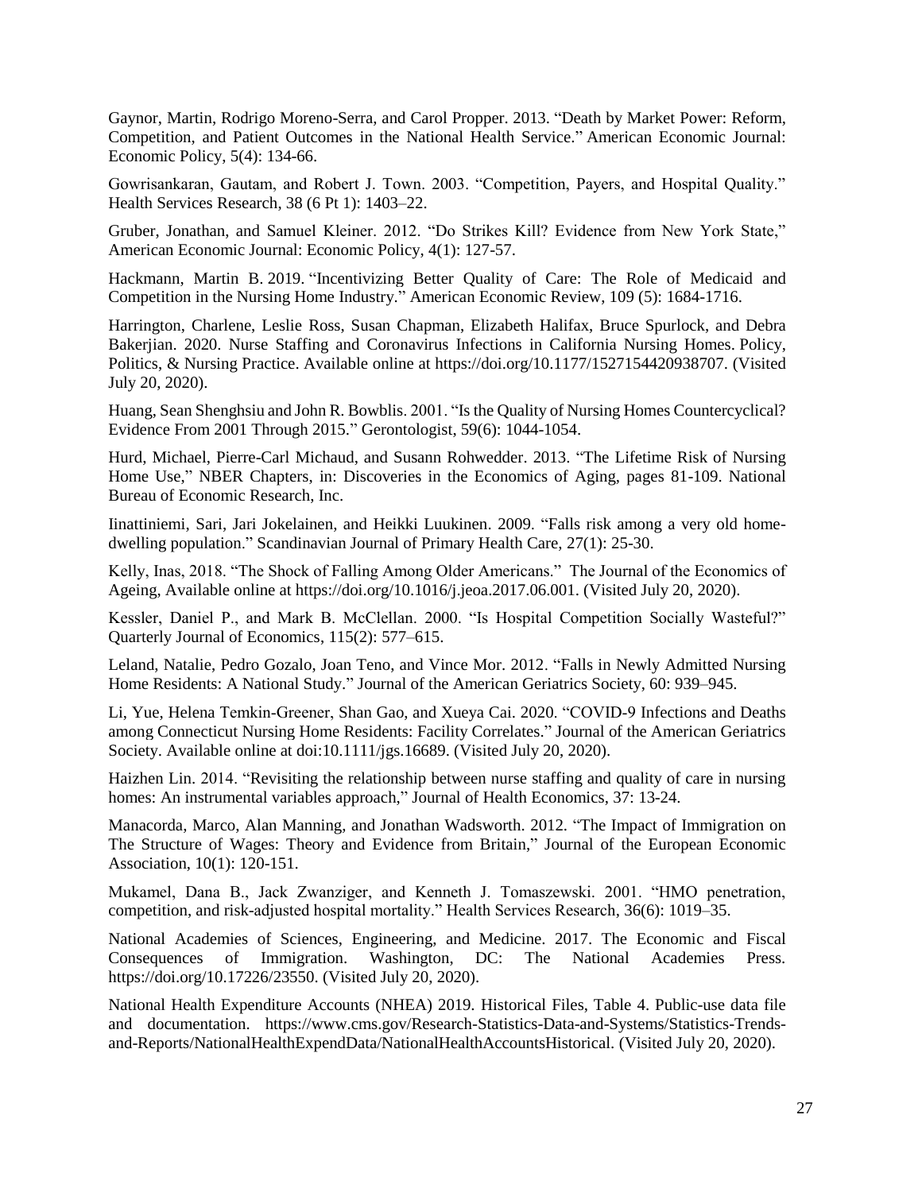Gaynor, Martin, Rodrigo Moreno-Serra, and Carol Propper. 2013. "Death by Market Power: Reform, Competition, and Patient Outcomes in the National Health Service." American Economic Journal: Economic Policy, 5(4): 134-66.

Gowrisankaran, Gautam, and Robert J. Town. 2003. "Competition, Payers, and Hospital Quality." Health Services Research, 38 (6 Pt 1): 1403–22.

Gruber, Jonathan, and Samuel Kleiner. 2012. "Do Strikes Kill? Evidence from New York State," American Economic Journal: Economic Policy, 4(1): 127-57.

Hackmann, Martin B. 2019. "Incentivizing Better Quality of Care: The Role of Medicaid and Competition in the Nursing Home Industry." American Economic Review, 109 (5): 1684-1716.

Harrington, Charlene, Leslie Ross, Susan Chapman, Elizabeth Halifax, Bruce Spurlock, and Debra Bakerjian. 2020. Nurse Staffing and Coronavirus Infections in California Nursing Homes. Policy, Politics, & Nursing Practice. Available online at https://doi.org/10.1177/1527154420938707. (Visited July 20, 2020).

Huang, Sean Shenghsiu and John R. Bowblis. 2001. "Is the Quality of Nursing Homes Countercyclical? Evidence From 2001 Through 2015." Gerontologist, 59(6): 1044-1054.

Hurd, Michael, Pierre-Carl Michaud, and Susann Rohwedder. 2013. "The Lifetime Risk of Nursing Home Use," NBER Chapters, in: Discoveries in the Economics of Aging, pages 81-109. National Bureau of Economic Research, Inc.

Iinattiniemi, Sari, Jari Jokelainen, and Heikki Luukinen. 2009. "Falls risk among a very old home-dwelling population." Scandinavian Journal of Primary Health Care, 27(1): 25-30.

Kelly, Inas, 2018. "The Shock of Falling Among Older Americans." The Journal of the Economics of Ageing, Available online at https://doi.org/10.1016/j.jeoa.2017.06.001. (Visited July 20, 2020).

Kessler, Daniel P., and Mark B. McClellan. 2000. "Is Hospital Competition Socially Wasteful?" Quarterly Journal of Economics, 115(2): 577–615.

Leland, Natalie, Pedro Gozalo, Joan Teno, and Vince Mor. 2012. "Falls in Newly Admitted Nursing Home Residents: A National Study." Journal of the American Geriatrics Society, 60: 939–945.

Li, Yue, Helena Temkin-Greener, Shan Gao, and Xueya Cai. 2020. "COVID-9 Infections and Deaths among Connecticut Nursing Home Residents: Facility Correlates." Journal of the American Geriatrics Society. Available online at doi:10.1111/jgs.16689. (Visited July 20, 2020).

Haizhen Lin. 2014. "Revisiting the relationship between nurse staffing and quality of care in nursing homes: An instrumental variables approach," Journal of Health Economics, 37: 13-24.

Manacorda, Marco, Alan Manning, and Jonathan Wadsworth. 2012. "The Impact of Immigration on The Structure of Wages: Theory and Evidence from Britain," Journal of the European Economic Association, 10(1): 120-151.

Mukamel, Dana B., Jack Zwanziger, and Kenneth J. Tomaszewski. 2001. "HMO penetration, competition, and risk-adjusted hospital mortality." Health Services Research, 36(6): 1019–35.

National Academies of Sciences, Engineering, and Medicine. 2017. The Economic and Fiscal Consequences of Immigration. Washington, DC: The National Academies Press. https://doi.org/10.17226/23550. (Visited July 20, 2020).

National Health Expenditure Accounts (NHEA) 2019. Historical Files, Table 4. Public-use data file and documentation. https://www.cms.gov/Research-Statistics-Data-and-Systems/Statistics-Trends-and-Reports/NationalHealthExpendData/NationalHealthAccountsHistorical. (Visited July 20, 2020).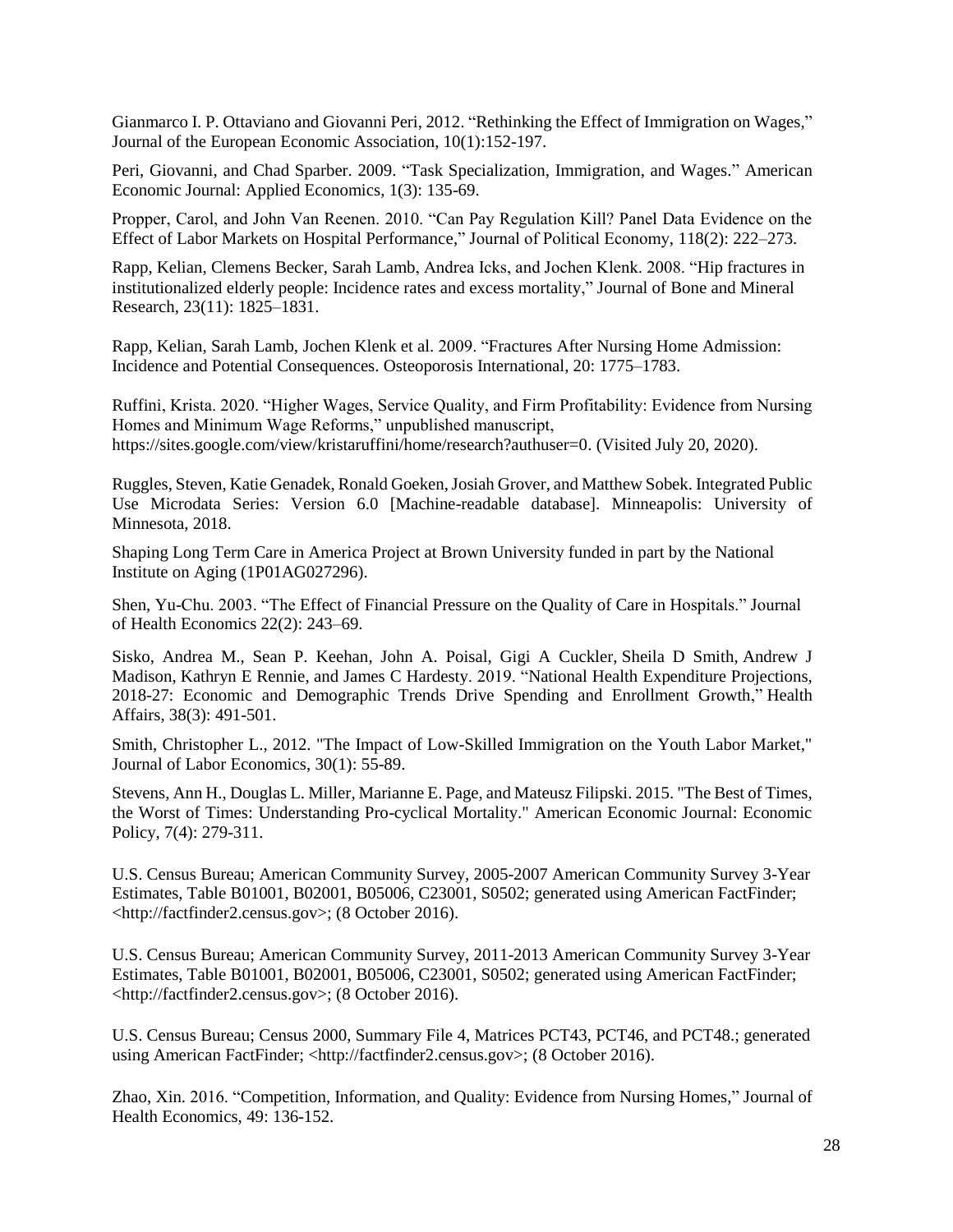Gianmarco I. P. Ottaviano and Giovanni Peri, 2012. "Rethinking the Effect of Immigration on Wages," Journal of the European Economic Association, 10(1):152-197.

Peri, Giovanni, and Chad Sparber. 2009. "Task Specialization, Immigration, and Wages." American Economic Journal: Applied Economics, 1(3): 135-69.

Propper, Carol, and John Van Reenen. 2010. "Can Pay Regulation Kill? Panel Data Evidence on the Effect of Labor Markets on Hospital Performance," Journal of Political Economy, 118(2): 222–273.

Rapp, Kelian, Clemens Becker, Sarah Lamb, Andrea Icks, and Jochen Klenk. 2008. "Hip fractures in institutionalized elderly people: Incidence rates and excess mortality," Journal of Bone and Mineral Research, 23(11): 1825–1831.

Rapp, Kelian, Sarah Lamb, Jochen Klenk et al. 2009. "Fractures After Nursing Home Admission: Incidence and Potential Consequences. Osteoporosis International, 20: 1775–1783.

Ruffini, Krista. 2020. "Higher Wages, Service Quality, and Firm Profitability: Evidence from Nursing Homes and Minimum Wage Reforms," unpublished manuscript, https://sites.google.com/view/kristaruffini/home/research?authuser=0. (Visited July 20, 2020).

Ruggles, Steven, Katie Genadek, Ronald Goeken, Josiah Grover, and Matthew Sobek. Integrated Public Use Microdata Series: Version 6.0 [Machine-readable database]. Minneapolis: University of Minnesota, 2018.

Shaping Long Term Care in America Project at Brown University funded in part by the National Institute on Aging (1P01AG027296).

Shen, Yu-Chu. 2003. "The Effect of Financial Pressure on the Quality of Care in Hospitals." Journal of Health Economics 22(2): 243–69.

Sisko, Andrea M., Sean P. Keehan, John A. Poisal, Gigi A Cuckler, Sheila D Smith, Andrew J Madison, Kathryn E Rennie, and James C Hardesty. 2019. "National Health Expenditure Projections, 2018-27: Economic and Demographic Trends Drive Spending and Enrollment Growth," Health Affairs, 38(3): 491-501.

Smith, Christopher L., 2012. "The Impact of Low-Skilled Immigration on the Youth Labor Market," Journal of Labor Economics, 30(1): 55-89.

Stevens, Ann H., Douglas L. Miller, Marianne E. Page, and Mateusz Filipski. 2015. "The Best of Times, the Worst of Times: Understanding Pro-cyclical Mortality." American Economic Journal: Economic Policy, 7(4): 279-311.

U.S. Census Bureau; American Community Survey, 2005-2007 American Community Survey 3-Year Estimates, Table B01001, B02001, B05006, C23001, S0502; generated using American FactFinder; <http://factfinder2.census.gov>; (8 October 2016).

U.S. Census Bureau; American Community Survey, 2011-2013 American Community Survey 3-Year Estimates, Table B01001, B02001, B05006, C23001, S0502; generated using American FactFinder; <http://factfinder2.census.gov>; (8 October 2016).

U.S. Census Bureau; Census 2000, Summary File 4, Matrices PCT43, PCT46, and PCT48.; generated using American FactFinder; <http://factfinder2.census.gov>; (8 October 2016).

Zhao, Xin. 2016. "Competition, Information, and Quality: Evidence from Nursing Homes," Journal of Health Economics, 49: 136-152.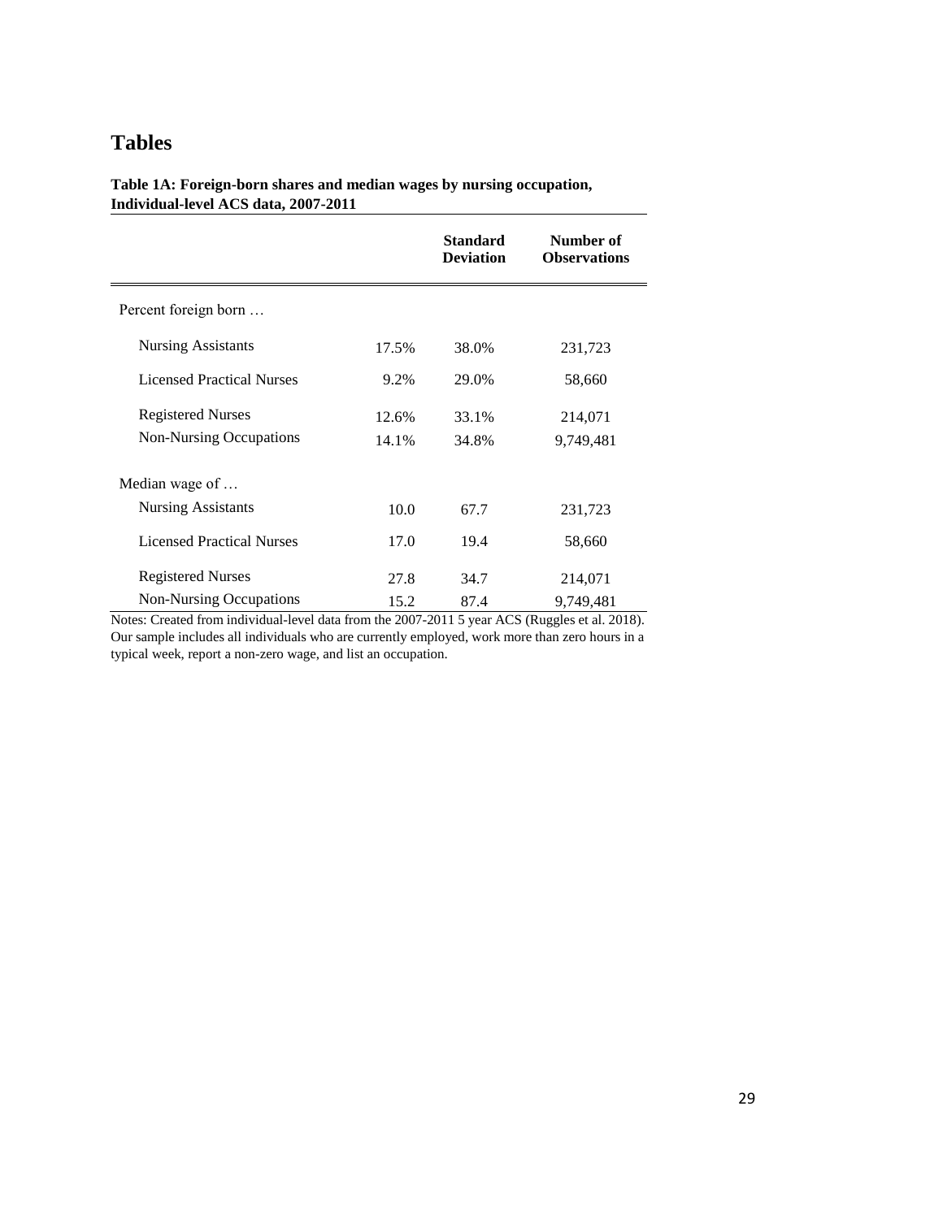# Tables

**Table 1A: Foreign-born shares and median wages by nursing occupation, Individual-level ACS data, 2007-2011**

| | | Standard Deviation | Number of Observations |
|---|---|---|---|
| Percent foreign born … | | | |
| Nursing Assistants | 17.5% | 38.0% | 231,723 |
| Licensed Practical Nurses | 9.2% | 29.0% | 58,660 |
| Registered Nurses | 12.6% | 33.1% | 214,071 |
| Non-Nursing Occupations | 14.1% | 34.8% | 9,749,481 |
| Median wage of … | | | |
| Nursing Assistants | 10.0 | 67.7 | 231,723 |
| Licensed Practical Nurses | 17.0 | 19.4 | 58,660 |
| Registered Nurses | 27.8 | 34.7 | 214,071 |
| Non-Nursing Occupations | 15.2 | 87.4 | 9,749,481 |

Notes: Created from individual-level data from the 2007-2011 5 year ACS (Ruggles et al. 2018). Our sample includes all individuals who are currently employed, work more than zero hours in a typical week, report a non-zero wage, and list an occupation.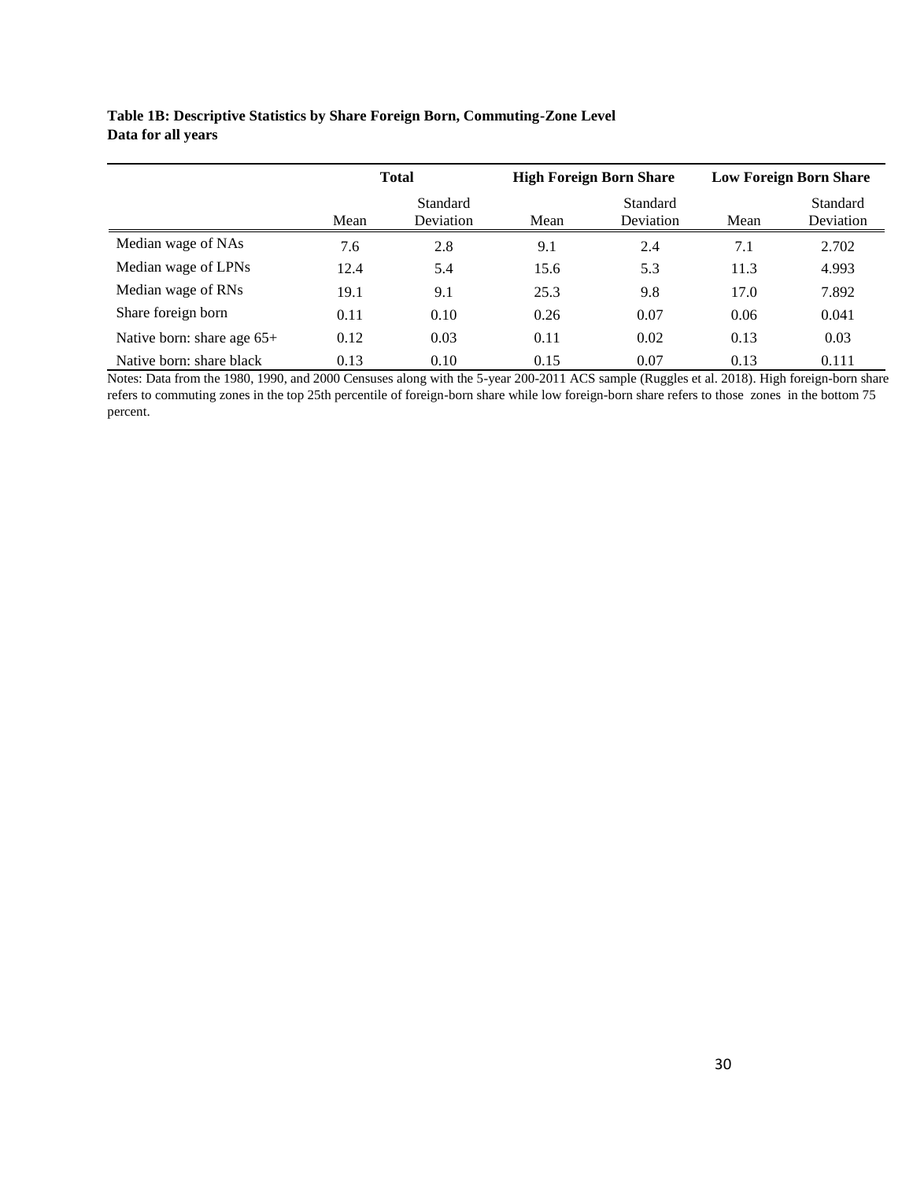**Table 1B: Descriptive Statistics by Share Foreign Born, Commuting-Zone Level**
**Data for all years**

| | **Total** | | **High Foreign Born Share** | | **Low Foreign Born Share** | |
|---|---|---|---|---|---|---|
| | Mean | Standard Deviation | Mean | Standard Deviation | Mean | Standard Deviation |
| Median wage of NAs | 7.6 | 2.8 | 9.1 | 2.4 | 7.1 | 2.702 |
| Median wage of LPNs | 12.4 | 5.4 | 15.6 | 5.3 | 11.3 | 4.993 |
| Median wage of RNs | 19.1 | 9.1 | 25.3 | 9.8 | 17.0 | 7.892 |
| Share foreign born | 0.11 | 0.10 | 0.26 | 0.07 | 0.06 | 0.041 |
| Native born: share age 65+ | 0.12 | 0.03 | 0.11 | 0.02 | 0.13 | 0.03 |
| Native born: share black | 0.13 | 0.10 | 0.15 | 0.07 | 0.13 | 0.111 |

Notes: Data from the 1980, 1990, and 2000 Censuses along with the 5-year 200-2011 ACS sample (Ruggles et al. 2018). High foreign-born share refers to commuting zones in the top 25th percentile of foreign-born share while low foreign-born share refers to those zones in the bottom 75 percent.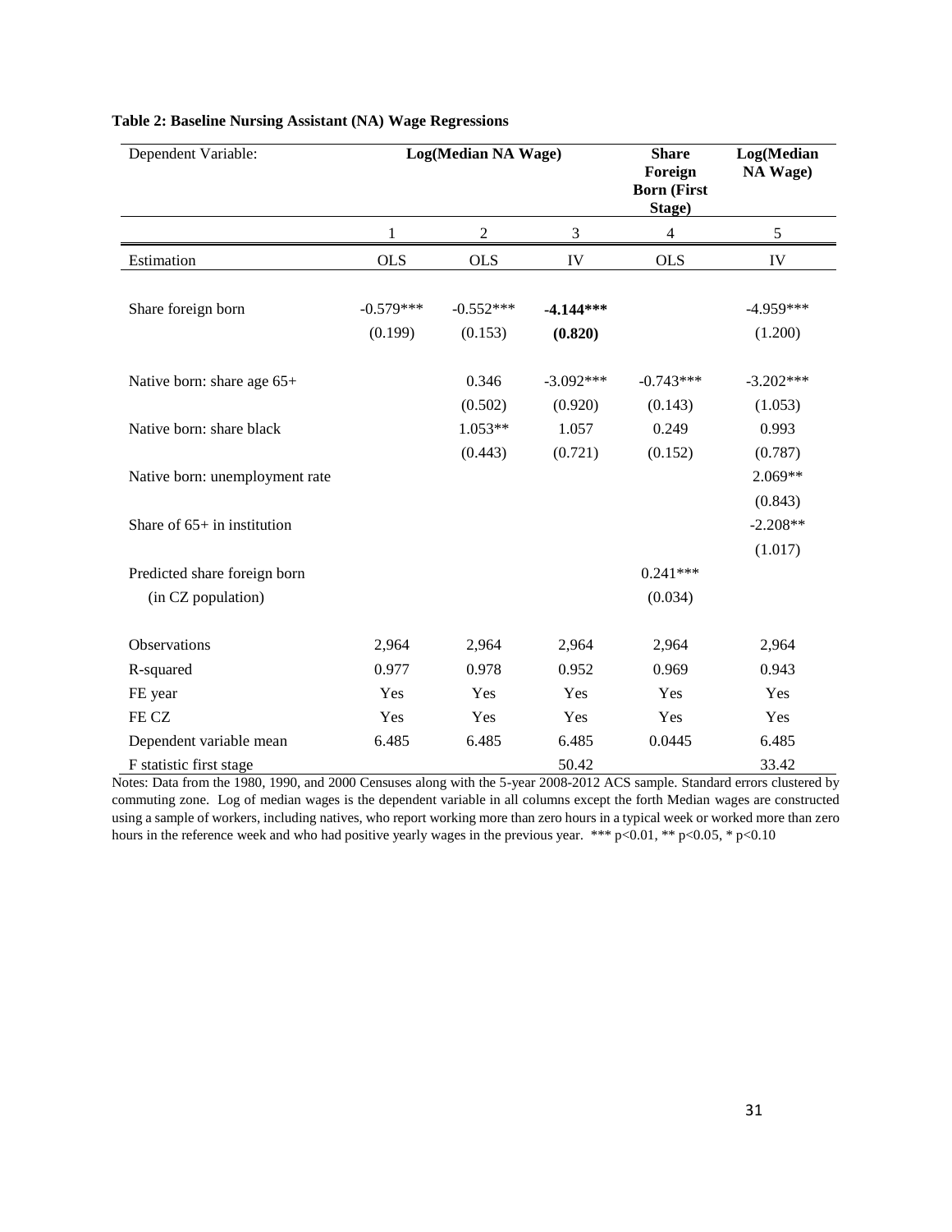**Table 2: Baseline Nursing Assistant (NA) Wage Regressions**

| Dependent Variable: | Log(Median NA Wage) | | | Share Foreign Born (First Stage) | Log(Median NA Wage) |
|---|---|---|---|---|---|
| | 1 | 2 | 3 | 4 | 5 |
| Estimation | OLS | OLS | IV | OLS | IV |
| Share foreign born | -0.579*** | -0.552*** | **-4.144*** ** | | -4.959*** |
| | (0.199) | (0.153) | **(0.820)** | | (1.200) |
| Native born: share age 65+ | | 0.346 | -3.092*** | -0.743*** | -3.202*** |
| | | (0.502) | (0.920) | (0.143) | (1.053) |
| Native born: share black | | 1.053** | 1.057 | 0.249 | 0.993 |
| | | (0.443) | (0.721) | (0.152) | (0.787) |
| Native born: unemployment rate | | | | | 2.069** |
| | | | | | (0.843) |
| Share of 65+ in institution | | | | | -2.208** |
| | | | | | (1.017) |
| Predicted share foreign born | | | | 0.241*** | |
| (in CZ population) | | | | (0.034) | |
| Observations | 2,964 | 2,964 | 2,964 | 2,964 | 2,964 |
| R-squared | 0.977 | 0.978 | 0.952 | 0.969 | 0.943 |
| FE year | Yes | Yes | Yes | Yes | Yes |
| FE CZ | Yes | Yes | Yes | Yes | Yes |
| Dependent variable mean | 6.485 | 6.485 | 6.485 | 0.0445 | 6.485 |
| F statistic first stage | | | 50.42 | | 33.42 |

Notes: Data from the 1980, 1990, and 2000 Censuses along with the 5-year 2008-2012 ACS sample. Standard errors clustered by commuting zone. Log of median wages is the dependent variable in all columns except the forth Median wages are constructed using a sample of workers, including natives, who report working more than zero hours in a typical week or worked more than zero hours in the reference week and who had positive yearly wages in the previous year. *** p<0.01, ** p<0.05, * p<0.10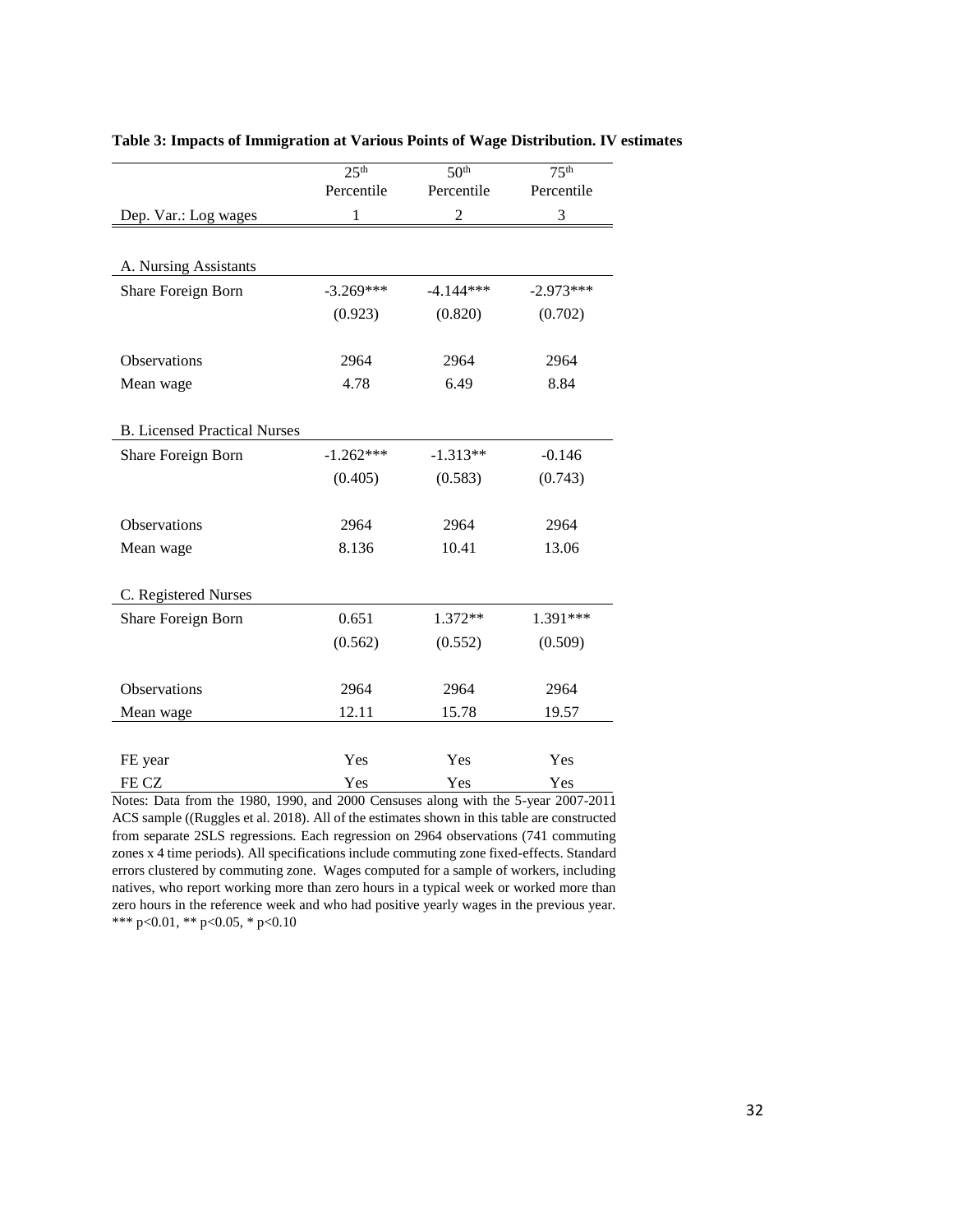**Table 3: Impacts of Immigration at Various Points of Wage Distribution. IV estimates**

| | 25th Percentile | 50th Percentile | 75th Percentile |
|---|---|---|---|
| Dep. Var.: Log wages | 1 | 2 | 3 |
| **A. Nursing Assistants** | | | |
| Share Foreign Born | -3.269*** | -4.144*** | -2.973*** |
| | (0.923) | (0.820) | (0.702) |
| Observations | 2964 | 2964 | 2964 |
| Mean wage | 4.78 | 6.49 | 8.84 |
| **B. Licensed Practical Nurses** | | | |
| Share Foreign Born | -1.262*** | -1.313** | -0.146 |
| | (0.405) | (0.583) | (0.743) |
| Observations | 2964 | 2964 | 2964 |
| Mean wage | 8.136 | 10.41 | 13.06 |
| **C. Registered Nurses** | | | |
| Share Foreign Born | 0.651 | 1.372** | 1.391*** |
| | (0.562) | (0.552) | (0.509) |
| Observations | 2964 | 2964 | 2964 |
| Mean wage | 12.11 | 15.78 | 19.57 |
| FE year | Yes | Yes | Yes |
| FE CZ | Yes | Yes | Yes |

Notes: Data from the 1980, 1990, and 2000 Censuses along with the 5-year 2007-2011 ACS sample ((Ruggles et al. 2018). All of the estimates shown in this table are constructed from separate 2SLS regressions. Each regression on 2964 observations (741 commuting zones x 4 time periods). All specifications include commuting zone fixed-effects. Standard errors clustered by commuting zone. Wages computed for a sample of workers, including natives, who report working more than zero hours in a typical week or worked more than zero hours in the reference week and who had positive yearly wages in the previous year. *** $p<0.01$, ** $p<0.05$, * $p<0.10$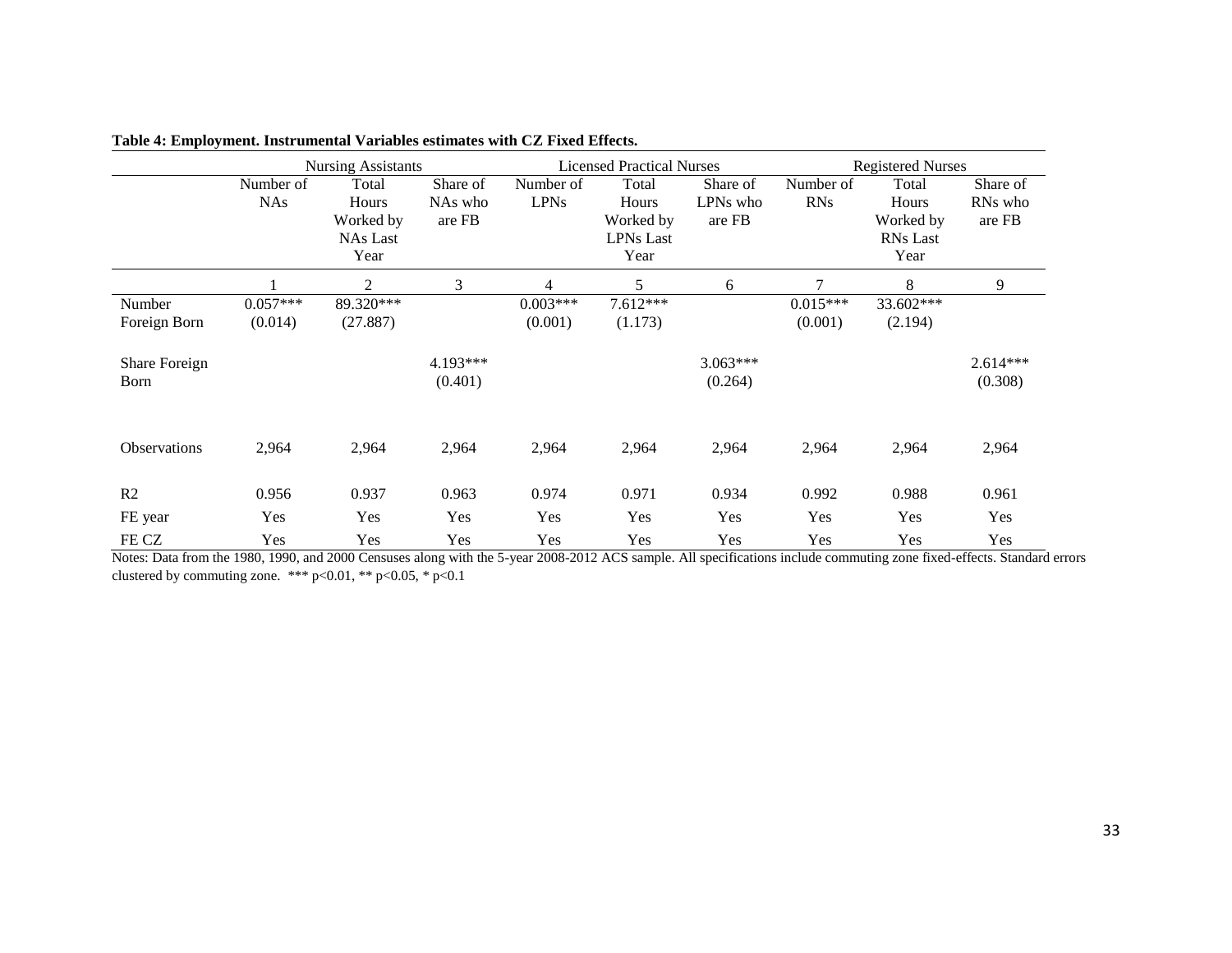**Table 4: Employment. Instrumental Variables estimates with CZ Fixed Effects.**

| | Nursing Assistants | | | Licensed Practical Nurses | | | Registered Nurses | | |
|---|---|---|---|---|---|---|---|---|---|
| | Number of NAs | Total Hours Worked by NAs Last Year | Share of NAs who are FB | Number of LPNs | Total Hours Worked by LPNs Last Year | Share of LPNs who are FB | Number of RNs | Total Hours Worked by RNs Last Year | Share of RNs who are FB |
| | 1 | 2 | 3 | 4 | 5 | 6 | 7 | 8 | 9 |
| Number Foreign Born | 0.057*** | 89.320*** | | 0.003*** | 7.612*** | | 0.015*** | 33.602*** | |
| | (0.014) | (27.887) | | (0.001) | (1.173) | | (0.001) | (2.194) | |
| Share Foreign Born | | | 4.193*** | | | 3.063*** | | | 2.614*** |
| | | | (0.401) | | | (0.264) | | | (0.308) |
| Observations | 2,964 | 2,964 | 2,964 | 2,964 | 2,964 | 2,964 | 2,964 | 2,964 | 2,964 |
| R2 | 0.956 | 0.937 | 0.963 | 0.974 | 0.971 | 0.934 | 0.992 | 0.988 | 0.961 |
| FE year | Yes | Yes | Yes | Yes | Yes | Yes | Yes | Yes | Yes |
| FE CZ | Yes | Yes | Yes | Yes | Yes | Yes | Yes | Yes | Yes |

Notes: Data from the 1980, 1990, and 2000 Censuses along with the 5-year 2008-2012 ACS sample. All specifications include commuting zone fixed-effects. Standard errors clustered by commuting zone. *** $p<0.01$, ** $p<0.05$, * $p<0.1$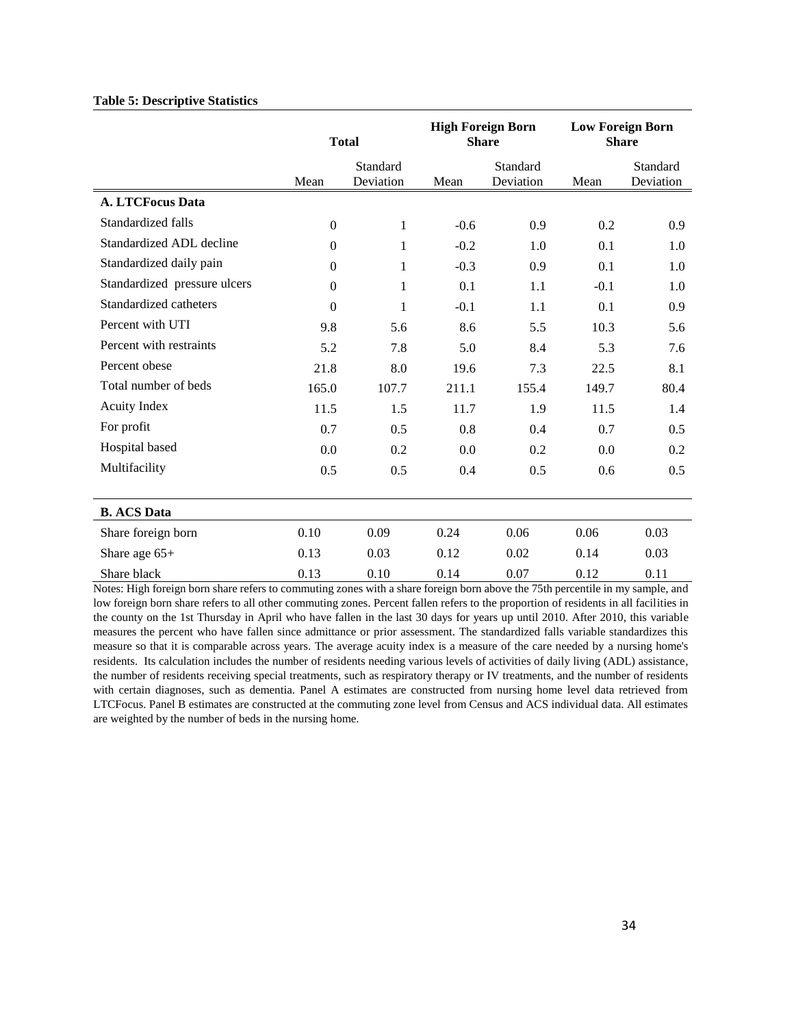**Table 5: Descriptive Statistics**

| | Total | | High Foreign Born Share | | Low Foreign Born Share | |
|---|---|---|---|---|---|---|
| | Mean | Standard Deviation | Mean | Standard Deviation | Mean | Standard Deviation |
| **A. LTCFocus Data** | | | | | | |
| Standardized falls | 0 | 1 | -0.6 | 0.9 | 0.2 | 0.9 |
| Standardized ADL decline | 0 | 1 | -0.2 | 1.0 | 0.1 | 1.0 |
| Standardized daily pain | 0 | 1 | -0.3 | 0.9 | 0.1 | 1.0 |
| Standardized pressure ulcers | 0 | 1 | 0.1 | 1.1 | -0.1 | 1.0 |
| Standardized catheters | 0 | 1 | -0.1 | 1.1 | 0.1 | 0.9 |
| Percent with UTI | 9.8 | 5.6 | 8.6 | 5.5 | 10.3 | 5.6 |
| Percent with restraints | 5.2 | 7.8 | 5.0 | 8.4 | 5.3 | 7.6 |
| Percent obese | 21.8 | 8.0 | 19.6 | 7.3 | 22.5 | 8.1 |
| Total number of beds | 165.0 | 107.7 | 211.1 | 155.4 | 149.7 | 80.4 |
| Acuity Index | 11.5 | 1.5 | 11.7 | 1.9 | 11.5 | 1.4 |
| For profit | 0.7 | 0.5 | 0.8 | 0.4 | 0.7 | 0.5 |
| Hospital based | 0.0 | 0.2 | 0.0 | 0.2 | 0.0 | 0.2 |
| Multifacility | 0.5 | 0.5 | 0.4 | 0.5 | 0.6 | 0.5 |
| **B. ACS Data** | | | | | | |
| Share foreign born | 0.10 | 0.09 | 0.24 | 0.06 | 0.06 | 0.03 |
| Share age 65+ | 0.13 | 0.03 | 0.12 | 0.02 | 0.14 | 0.03 |
| Share black | 0.13 | 0.10 | 0.14 | 0.07 | 0.12 | 0.11 |

Notes: High foreign born share refers to commuting zones with a share foreign born above the 75th percentile in my sample, and low foreign born share refers to all other commuting zones. Percent fallen refers to the proportion of residents in all facilities in the county on the 1st Thursday in April who have fallen in the last 30 days for years up until 2010. After 2010, this variable measures the percent who have fallen since admittance or prior assessment. The standardized falls variable standardizes this measure so that it is comparable across years. The average acuity index is a measure of the care needed by a nursing home's residents. Its calculation includes the number of residents needing various levels of activities of daily living (ADL) assistance, the number of residents receiving special treatments, such as respiratory therapy or IV treatments, and the number of residents with certain diagnoses, such as dementia. Panel A estimates are constructed from nursing home level data retrieved from LTCFocus. Panel B estimates are constructed at the commuting zone level from Census and ACS individual data. All estimates are weighted by the number of beds in the nursing home.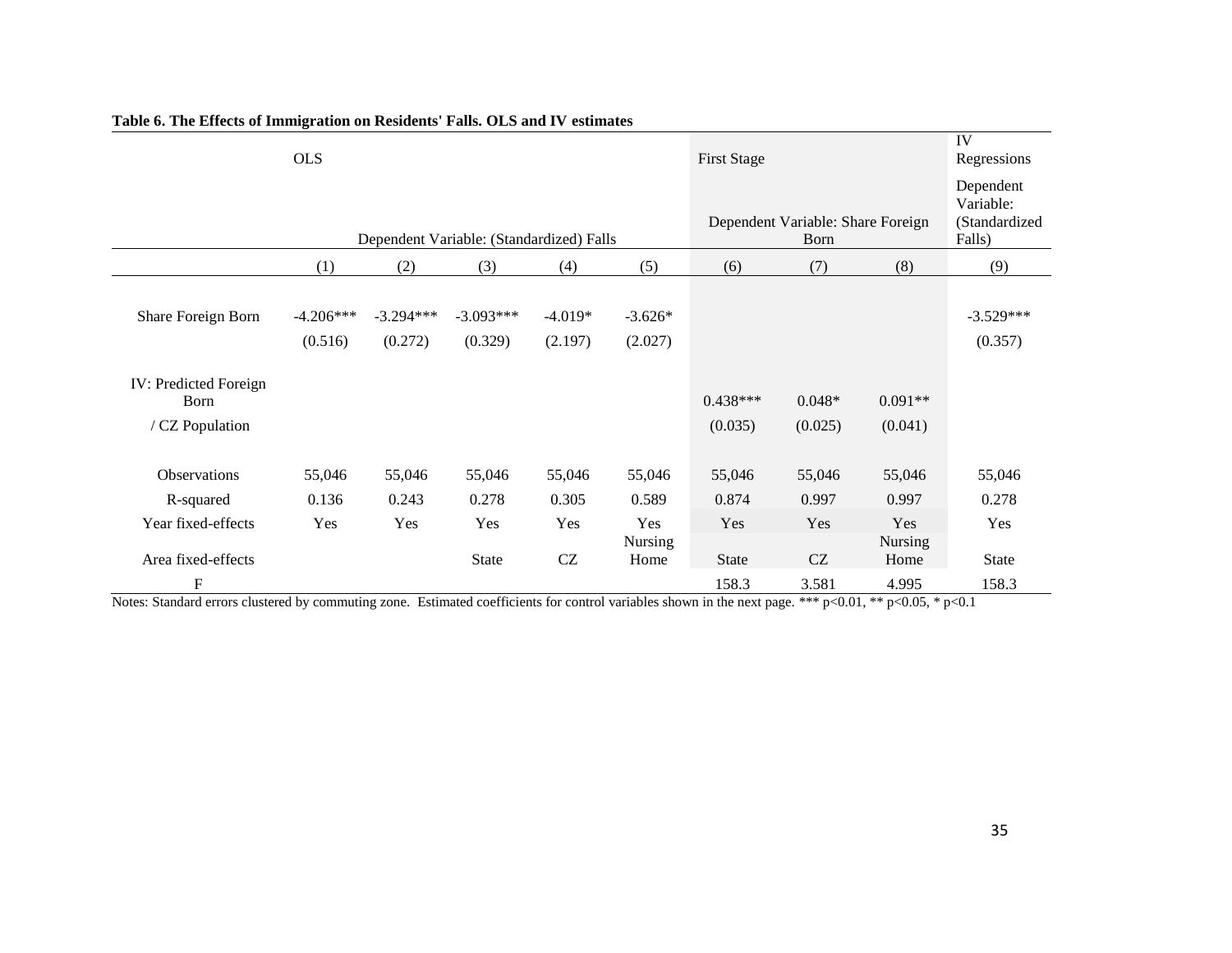**Table 6. The Effects of Immigration on Residents' Falls. OLS and IV estimates**

| | OLS | | | | | First Stage | | | IV Regressions |
|---|---|---|---|---|---|---|---|---|---|
| | Dependent Variable: (Standardized) Falls | | | | | Dependent Variable: Share Foreign Born | | | Dependent Variable: (Standardized Falls) |
| | (1) | (2) | (3) | (4) | (5) | (6) | (7) | (8) | (9) |
| Share Foreign Born | -4.206*** | -3.294*** | -3.093*** | -4.019* | -3.626* | | | | -3.529*** |
| | (0.516) | (0.272) | (0.329) | (2.197) | (2.027) | | | | (0.357) |
| IV: Predicted Foreign Born / CZ Population | | | | | | 0.438*** | 0.048* | 0.091** | |
| | | | | | | (0.035) | (0.025) | (0.041) | |
| Observations | 55,046 | 55,046 | 55,046 | 55,046 | 55,046 | 55,046 | 55,046 | 55,046 | 55,046 |
| R-squared | 0.136 | 0.243 | 0.278 | 0.305 | 0.589 | 0.874 | 0.997 | 0.997 | 0.278 |
| Year fixed-effects | Yes | Yes | Yes | Yes | Yes | Yes | Yes | Yes | Yes |
| Area fixed-effects | | | State | CZ | Nursing Home | State | CZ | Nursing Home | State |
| F | | | | | | 158.3 | 3.581 | 4.995 | 158.3 |

Notes: Standard errors clustered by commuting zone. Estimated coefficients for control variables shown in the next page. *** p<0.01, ** p<0.05, * p<0.1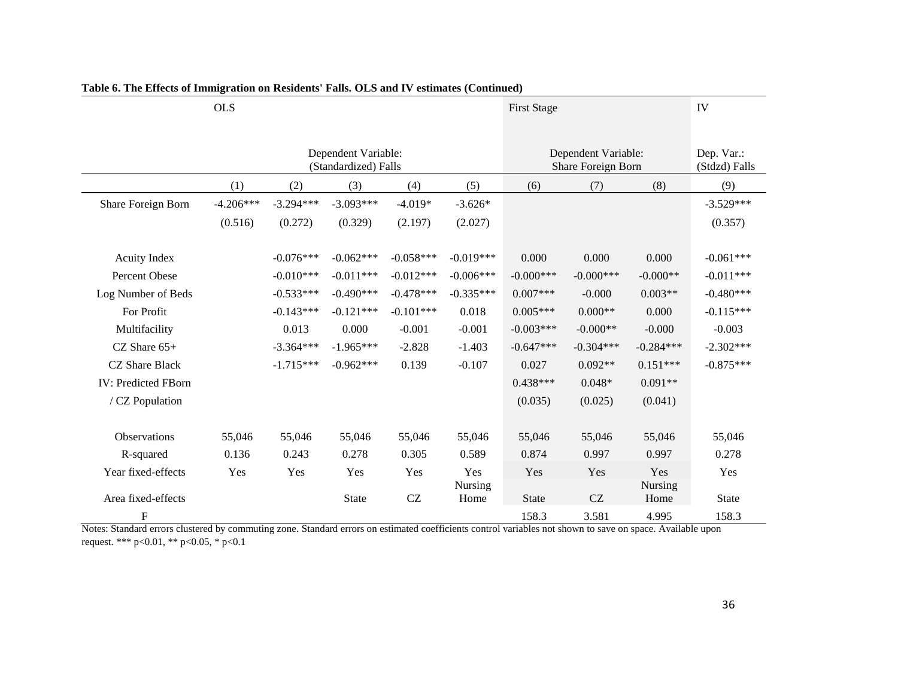**Table 6. The Effects of Immigration on Residents' Falls. OLS and IV estimates (Continued)**

| | OLS | | | | | First Stage | | | IV |
|---|---|---|---|---|---|---|---|---|---|
| | Dependent Variable: (Standardized) Falls | | | | | Dependent Variable: Share Foreign Born | | | Dep. Var.: (Stdzd) Falls |
| | (1) | (2) | (3) | (4) | (5) | (6) | (7) | (8) | (9) |
| Share Foreign Born | -4.206*** | -3.294*** | -3.093*** | -4.019* | -3.626* | | | | -3.529*** |
| | (0.516) | (0.272) | (0.329) | (2.197) | (2.027) | | | | (0.357) |
| Acuity Index | | -0.076*** | -0.062*** | -0.058*** | -0.019*** | 0.000 | 0.000 | 0.000 | -0.061*** |
| Percent Obese | | -0.010*** | -0.011*** | -0.012*** | -0.006*** | -0.000*** | -0.000*** | -0.000** | -0.011*** |
| Log Number of Beds | | -0.533*** | -0.490*** | -0.478*** | -0.335*** | 0.007*** | -0.000 | 0.003** | -0.480*** |
| For Profit | | -0.143*** | -0.121*** | -0.101*** | 0.018 | 0.005*** | 0.000** | 0.000 | -0.115*** |
| Multifacility | | 0.013 | 0.000 | -0.001 | -0.001 | -0.003*** | -0.000** | -0.000 | -0.003 |
| CZ Share 65+ | | -3.364*** | -1.965*** | -2.828 | -1.403 | -0.647*** | -0.304*** | -0.284*** | -2.302*** |
| CZ Share Black | | -1.715*** | -0.962*** | 0.139 | -0.107 | 0.027 | 0.092** | 0.151*** | -0.875*** |
| IV: Predicted FBorn / CZ Population | | | | | | 0.438*** | 0.048* | 0.091** | |
| | | | | | | (0.035) | (0.025) | (0.041) | |
| Observations | 55,046 | 55,046 | 55,046 | 55,046 | 55,046 | 55,046 | 55,046 | 55,046 | 55,046 |
| R-squared | 0.136 | 0.243 | 0.278 | 0.305 | 0.589 | 0.874 | 0.997 | 0.997 | 0.278 |
| Year fixed-effects | Yes | Yes | Yes | Yes | Yes | Yes | Yes | Yes | Yes |
| Area fixed-effects | | | State | CZ | Nursing Home | State | CZ | Nursing Home | State |
| F | | | | | | 158.3 | 3.581 | 4.995 | 158.3 |

Notes: Standard errors clustered by commuting zone. Standard errors on estimated coefficients control variables not shown to save on space. Available upon request. *** p<0.01, ** p<0.05, * p<0.1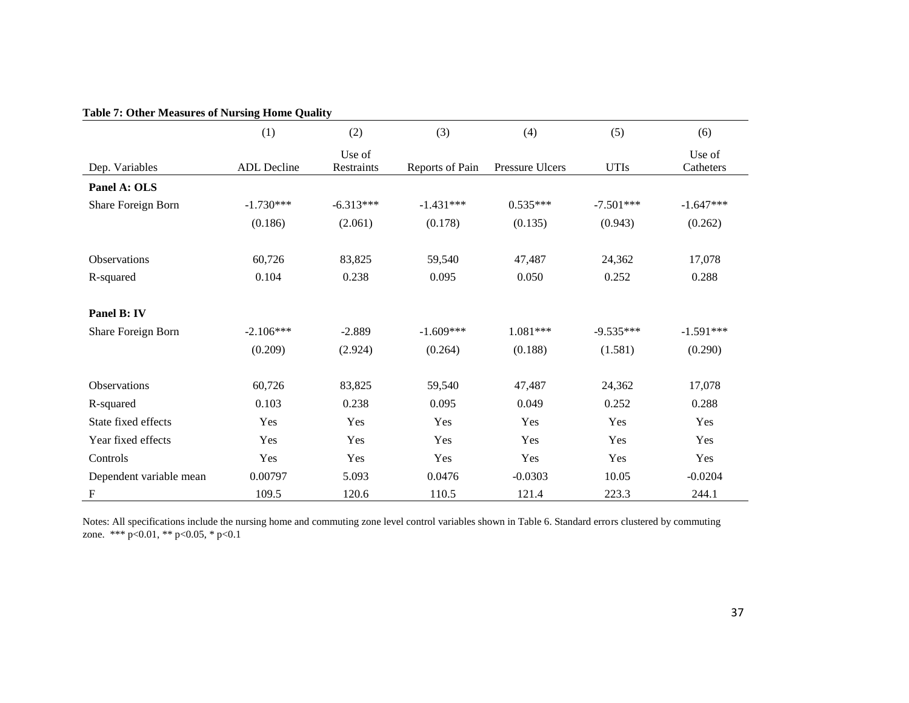**Table 7: Other Measures of Nursing Home Quality**

| | (1) | (2) | (3) | (4) | (5) | (6) |
|---|---|---|---|---|---|---|
| Dep. Variables | ADL Decline | Use of Restraints | Reports of Pain | Pressure Ulcers | UTIs | Use of Catheters |
| **Panel A: OLS** | | | | | | |
| Share Foreign Born | -1.730*** | -6.313*** | -1.431*** | 0.535*** | -7.501*** | -1.647*** |
| | (0.186) | (2.061) | (0.178) | (0.135) | (0.943) | (0.262) |
| Observations | 60,726 | 83,825 | 59,540 | 47,487 | 24,362 | 17,078 |
| R-squared | 0.104 | 0.238 | 0.095 | 0.050 | 0.252 | 0.288 |
| **Panel B: IV** | | | | | | |
| Share Foreign Born | -2.106*** | -2.889 | -1.609*** | 1.081*** | -9.535*** | -1.591*** |
| | (0.209) | (2.924) | (0.264) | (0.188) | (1.581) | (0.290) |
| Observations | 60,726 | 83,825 | 59,540 | 47,487 | 24,362 | 17,078 |
| R-squared | 0.103 | 0.238 | 0.095 | 0.049 | 0.252 | 0.288 |
| State fixed effects | Yes | Yes | Yes | Yes | Yes | Yes |
| Year fixed effects | Yes | Yes | Yes | Yes | Yes | Yes |
| Controls | Yes | Yes | Yes | Yes | Yes | Yes |
| Dependent variable mean | 0.00797 | 5.093 | 0.0476 | -0.0303 | 10.05 | -0.0204 |
| F | 109.5 | 120.6 | 110.5 | 121.4 | 223.3 | 244.1 |

Notes: All specifications include the nursing home and commuting zone level control variables shown in Table 6. Standard errors clustered by commuting zone. *** p<0.01, ** p<0.05, * p<0.1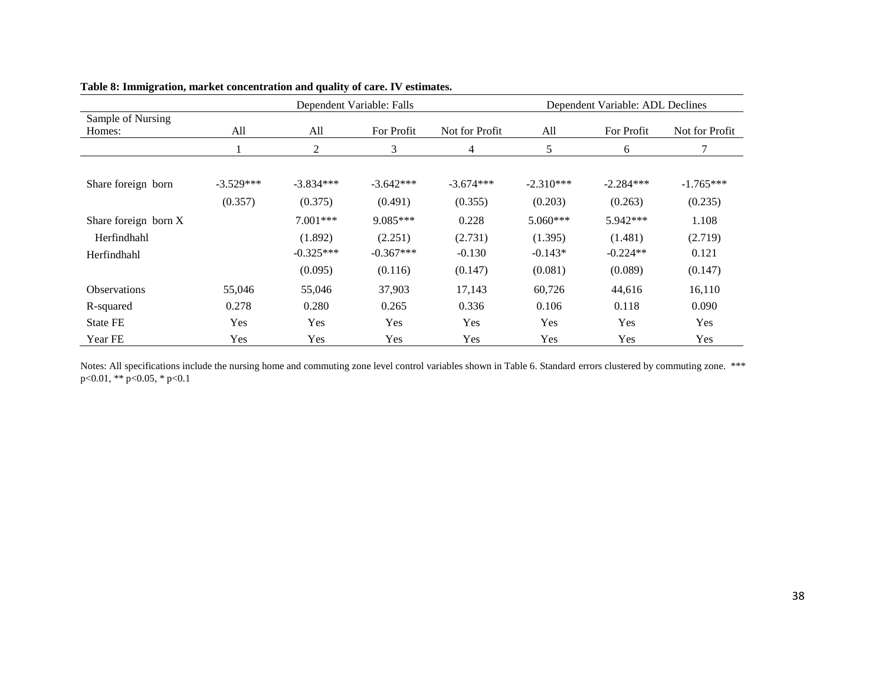**Table 8: Immigration, market concentration and quality of care. IV estimates.**

| | Dependent Variable: Falls | | | | Dependent Variable: ADL Declines | | |
|---|---|---|---|---|---|---|---|
| Sample of Nursing Homes: | All | All | For Profit | Not for Profit | All | For Profit | Not for Profit |
| | 1 | 2 | 3 | 4 | 5 | 6 | 7 |
| Share foreign born | -3.529*** | -3.834*** | -3.642*** | -3.674*** | -2.310*** | -2.284*** | -1.765*** |
| | (0.357) | (0.375) | (0.491) | (0.355) | (0.203) | (0.263) | (0.235) |
| Share foreign born X Herfindhahl | | 7.001*** | 9.085*** | 0.228 | 5.060*** | 5.942*** | 1.108 |
| | | (1.892) | (2.251) | (2.731) | (1.395) | (1.481) | (2.719) |
| Herfindhahl | | -0.325*** | -0.367*** | -0.130 | -0.143* | -0.224** | 0.121 |
| | | (0.095) | (0.116) | (0.147) | (0.081) | (0.089) | (0.147) |
| Observations | 55,046 | 55,046 | 37,903 | 17,143 | 60,726 | 44,616 | 16,110 |
| R-squared | 0.278 | 0.280 | 0.265 | 0.336 | 0.106 | 0.118 | 0.090 |
| State FE | Yes | Yes | Yes | Yes | Yes | Yes | Yes |
| Year FE | Yes | Yes | Yes | Yes | Yes | Yes | Yes |

Notes: All specifications include the nursing home and commuting zone level control variables shown in Table 6. Standard errors clustered by commuting zone. *** p<0.01, ** p<0.05, * p<0.1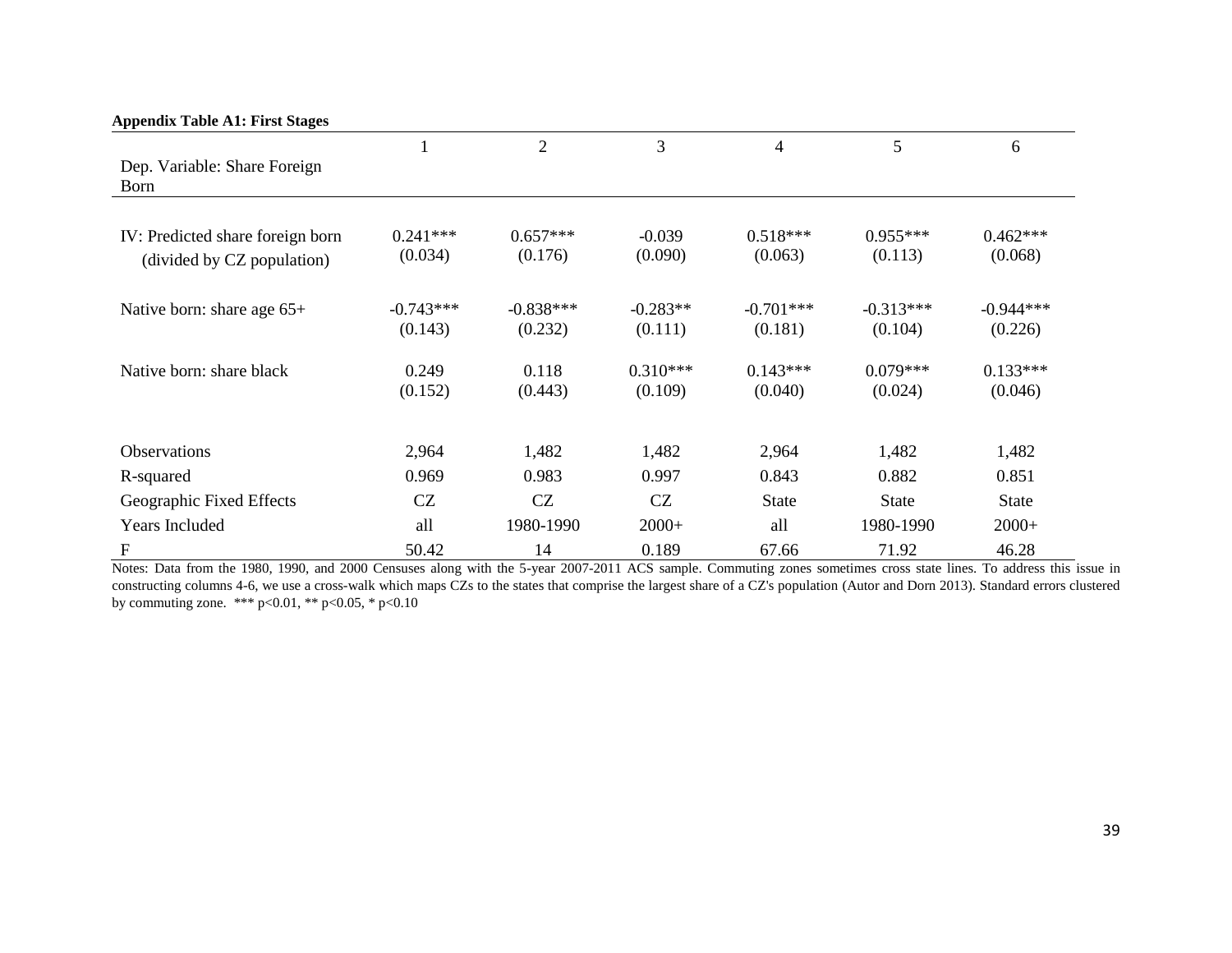**Appendix Table A1: First Stages**

| Dep. Variable: Share Foreign Born | 1 | 2 | 3 | 4 | 5 | 6 |
|---|---|---|---|---|---|---|
| IV: Predicted share foreign born | 0.241*** | 0.657*** | -0.039 | 0.518*** | 0.955*** | 0.462*** |
| (divided by CZ population) | (0.034) | (0.176) | (0.090) | (0.063) | (0.113) | (0.068) |
| Native born: share age 65+ | -0.743*** | -0.838*** | -0.283** | -0.701*** | -0.313*** | -0.944*** |
| | (0.143) | (0.232) | (0.111) | (0.181) | (0.104) | (0.226) |
| Native born: share black | 0.249 | 0.118 | 0.310*** | 0.143*** | 0.079*** | 0.133*** |
| | (0.152) | (0.443) | (0.109) | (0.040) | (0.024) | (0.046) |
| Observations | 2,964 | 1,482 | 1,482 | 2,964 | 1,482 | 1,482 |
| R-squared | 0.969 | 0.983 | 0.997 | 0.843 | 0.882 | 0.851 |
| Geographic Fixed Effects | CZ | CZ | CZ | State | State | State |
| Years Included | all | 1980-1990 | 2000+ | all | 1980-1990 | 2000+ |
| F | 50.42 | 14 | 0.189 | 67.66 | 71.92 | 46.28 |

Notes: Data from the 1980, 1990, and 2000 Censuses along with the 5-year 2007-2011 ACS sample. Commuting zones sometimes cross state lines. To address this issue in constructing columns 4-6, we use a cross-walk which maps CZs to the states that comprise the largest share of a CZ's population (Autor and Dorn 2013). Standard errors clustered by commuting zone. *** p<0.01, ** p<0.05, * p<0.10